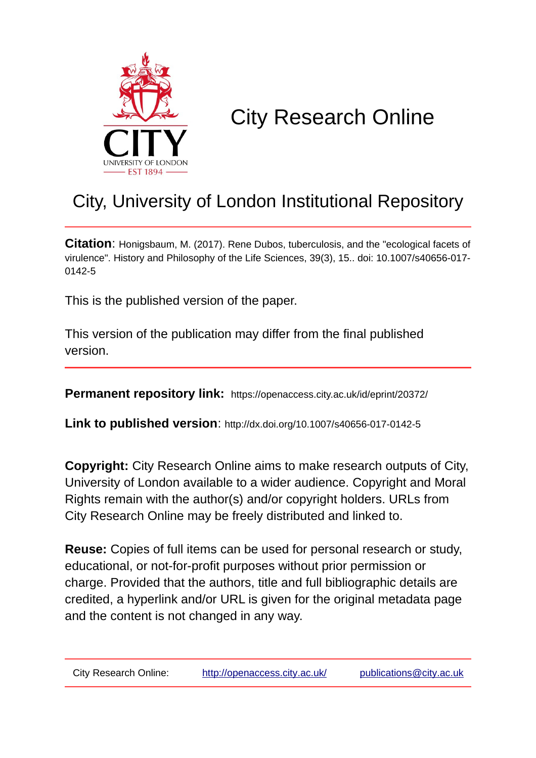# City Research Online

## City, University of London Institutional Repository

**Citation**: Honigsbaum, M. (2017). Rene Dubos, tuberculosis, and the "ecological facets of virulence". History and Philosophy of the Life Sciences, 39(3), 15.. doi: 10.1007/s40656-017-0142-5

This is the published version of the paper.

This version of the publication may differ from the final published version.

---

**Permanent repository link:** https://openaccess.city.ac.uk/id/eprint/20372/

**Link to published version**: http://dx.doi.org/10.1007/s40656-017-0142-5

**Copyright:** City Research Online aims to make research outputs of City, University of London available to a wider audience. Copyright and Moral Rights remain with the author(s) and/or copyright holders. URLs from City Research Online may be freely distributed and linked to.

**Reuse:** Copies of full items can be used for personal research or study, educational, or not-for-profit purposes without prior permission or charge. Provided that the authors, title and full bibliographic details are credited, a hyperlink and/or URL is given for the original metadata page and the content is not changed in any way.

City Research Online: http://openaccess.city.ac.uk/ publications@city.ac.uk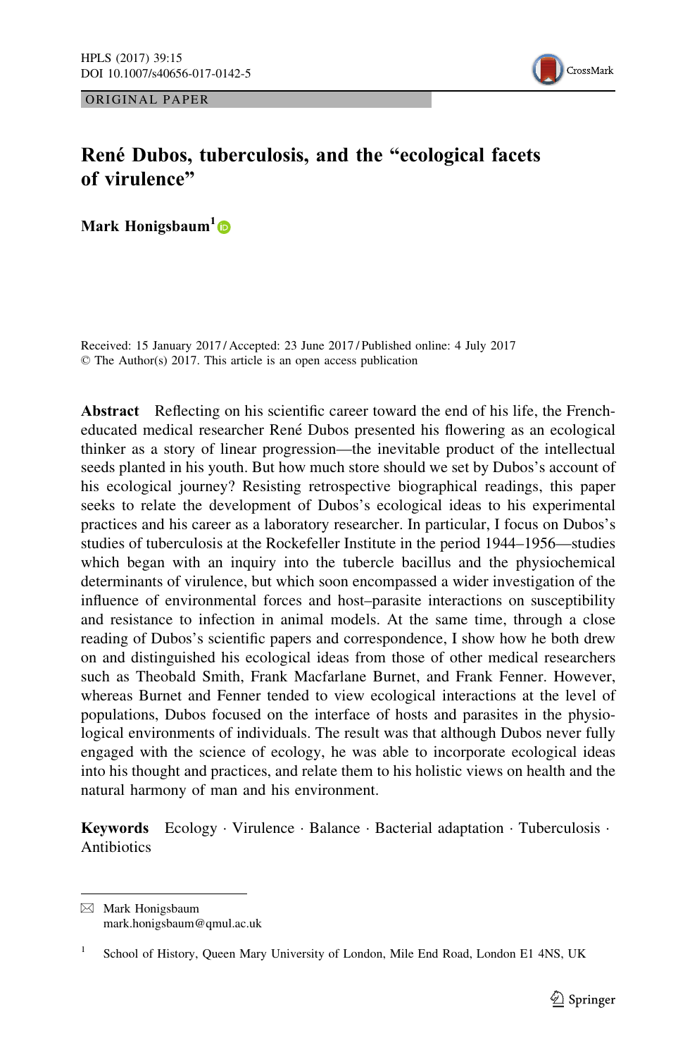ORIGINAL PAPER

# René Dubos, tuberculosis, and the "ecological facets of virulence"

**Mark Honigsbaum**[1]

Received: 15 January 2017 / Accepted: 23 June 2017 / Published online: 4 July 2017
© The Author(s) 2017. This article is an open access publication

**Abstract** Reflecting on his scientific career toward the end of his life, the French-educated medical researcher René Dubos presented his flowering as an ecological thinker as a story of linear progression—the inevitable product of the intellectual seeds planted in his youth. But how much store should we set by Dubos's account of his ecological journey? Resisting retrospective biographical readings, this paper seeks to relate the development of Dubos's ecological ideas to his experimental practices and his career as a laboratory researcher. In particular, I focus on Dubos's studies of tuberculosis at the Rockefeller Institute in the period 1944–1956—studies which began with an inquiry into the tubercle bacillus and the physiochemical determinants of virulence, but which soon encompassed a wider investigation of the influence of environmental forces and host–parasite interactions on susceptibility and resistance to infection in animal models. At the same time, through a close reading of Dubos's scientific papers and correspondence, I show how he both drew on and distinguished his ecological ideas from those of other medical researchers such as Theobald Smith, Frank Macfarlane Burnet, and Frank Fenner. However, whereas Burnet and Fenner tended to view ecological interactions at the level of populations, Dubos focused on the interface of hosts and parasites in the physiological environments of individuals. The result was that although Dubos never fully engaged with the science of ecology, he was able to incorporate ecological ideas into his thought and practices, and relate them to his holistic views on health and the natural harmony of man and his environment.

**Keywords** Ecology · Virulence · Balance · Bacterial adaptation · Tuberculosis · Antibiotics

✉ Mark Honigsbaum
mark.honigsbaum@qmul.ac.uk

[1] School of History, Queen Mary University of London, Mile End Road, London E1 4NS, UK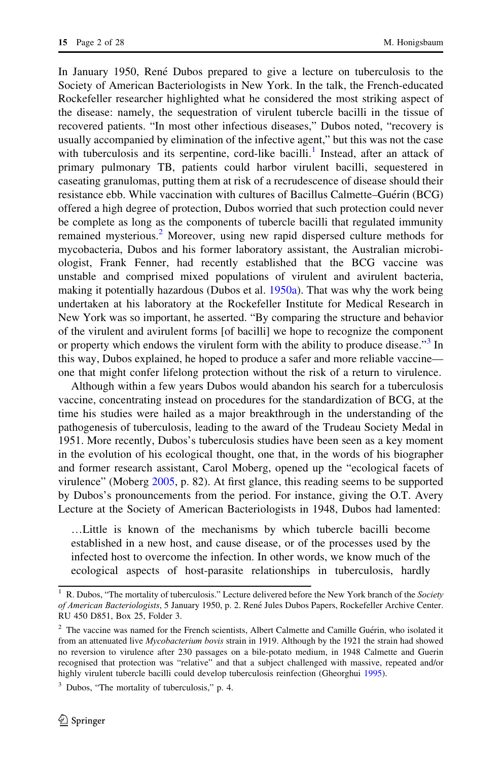In January 1950, René Dubos prepared to give a lecture on tuberculosis to the Society of American Bacteriologists in New York. In the talk, the French-educated Rockefeller researcher highlighted what he considered the most striking aspect of the disease: namely, the sequestration of virulent tubercle bacilli in the tissue of recovered patients. "In most other infectious diseases," Dubos noted, "recovery is usually accompanied by elimination of the infective agent," but this was not the case with tuberculosis and its serpentine, cord-like bacilli.[1] Instead, after an attack of primary pulmonary TB, patients could harbor virulent bacilli, sequestered in caseating granulomas, putting them at risk of a recrudescence of disease should their resistance ebb. While vaccination with cultures of Bacillus Calmette–Guérin (BCG) offered a high degree of protection, Dubos worried that such protection could never be complete as long as the components of tubercle bacilli that regulated immunity remained mysterious.[2] Moreover, using new rapid dispersed culture methods for mycobacteria, Dubos and his former laboratory assistant, the Australian microbiologist, Frank Fenner, had recently established that the BCG vaccine was unstable and comprised mixed populations of virulent and avirulent bacteria, making it potentially hazardous (Dubos et al. 1950a). That was why the work being undertaken at his laboratory at the Rockefeller Institute for Medical Research in New York was so important, he asserted. "By comparing the structure and behavior of the virulent and avirulent forms [of bacilli] we hope to recognize the component or property which endows the virulent form with the ability to produce disease."[3] In this way, Dubos explained, he hoped to produce a safer and more reliable vaccine—one that might confer lifelong protection without the risk of a return to virulence.

Although within a few years Dubos would abandon his search for a tuberculosis vaccine, concentrating instead on procedures for the standardization of BCG, at the time his studies were hailed as a major breakthrough in the understanding of the pathogenesis of tuberculosis, leading to the award of the Trudeau Society Medal in 1951. More recently, Dubos's tuberculosis studies have been seen as a key moment in the evolution of his ecological thought, one that, in the words of his biographer and former research assistant, Carol Moberg, opened up the "ecological facets of virulence" (Moberg 2005, p. 82). At first glance, this reading seems to be supported by Dubos's pronouncements from the period. For instance, giving the O.T. Avery Lecture at the Society of American Bacteriologists in 1948, Dubos had lamented:

> …Little is known of the mechanisms by which tubercle bacilli become established in a new host, and cause disease, or of the processes used by the infected host to overcome the infection. In other words, we know much of the ecological aspects of host-parasite relationships in tuberculosis, hardly

[1] R. Dubos, "The mortality of tuberculosis." Lecture delivered before the New York branch of the *Society of American Bacteriologists*, 5 January 1950, p. 2. René Jules Dubos Papers, Rockefeller Archive Center. RU 450 D851, Box 25, Folder 3.

[2] The vaccine was named for the French scientists, Albert Calmette and Camille Guérin, who isolated it from an attenuated live *Mycobacterium bovis* strain in 1919. Although by the 1921 the strain had showed no reversion to virulence after 230 passages on a bile-potato medium, in 1948 Calmette and Guerin recognised that protection was "relative" and that a subject challenged with massive, repeated and/or highly virulent tubercle bacilli could develop tuberculosis reinfection (Gheorghui 1995).

[3] Dubos, "The mortality of tuberculosis," p. 4.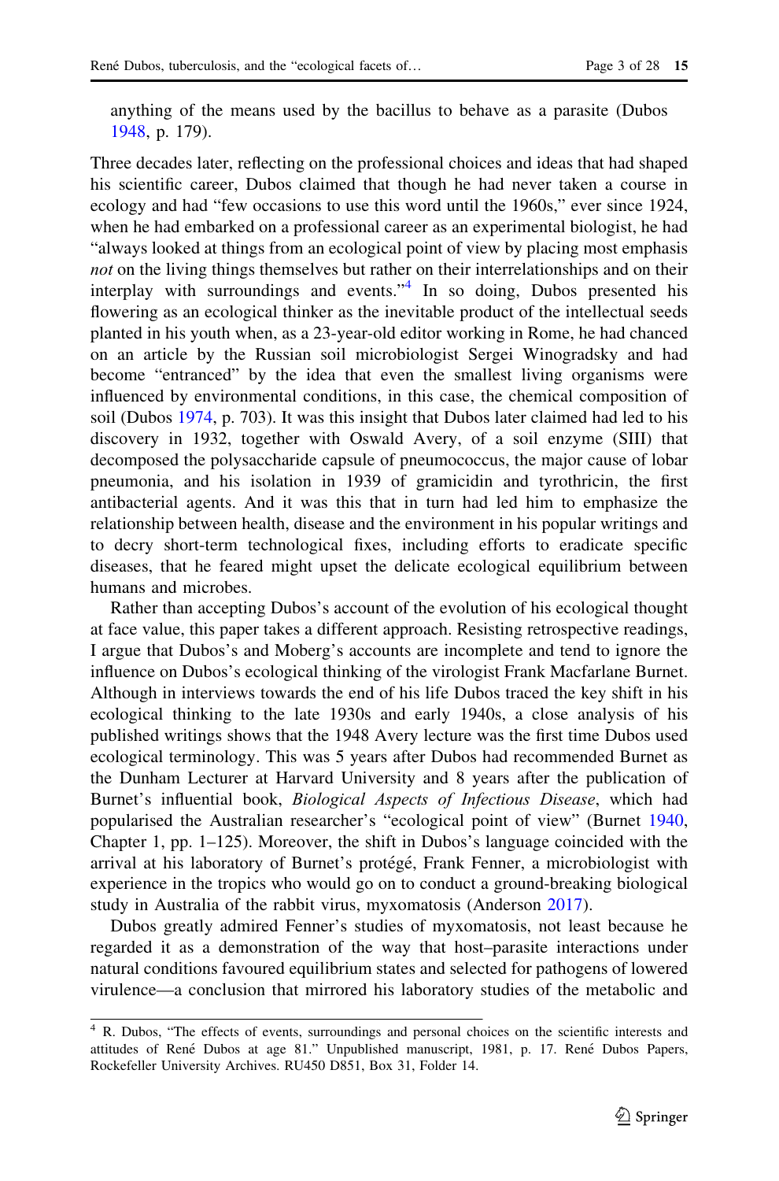anything of the means used by the bacillus to behave as a parasite (Dubos 1948, p. 179).

Three decades later, reflecting on the professional choices and ideas that had shaped his scientific career, Dubos claimed that though he had never taken a course in ecology and had "few occasions to use this word until the 1960s," ever since 1924, when he had embarked on a professional career as an experimental biologist, he had "always looked at things from an ecological point of view by placing most emphasis *not* on the living things themselves but rather on their interrelationships and on their interplay with surroundings and events."[4] In so doing, Dubos presented his flowering as an ecological thinker as the inevitable product of the intellectual seeds planted in his youth when, as a 23-year-old editor working in Rome, he had chanced on an article by the Russian soil microbiologist Sergei Winogradsky and had become "entranced" by the idea that even the smallest living organisms were influenced by environmental conditions, in this case, the chemical composition of soil (Dubos 1974, p. 703). It was this insight that Dubos later claimed had led to his discovery in 1932, together with Oswald Avery, of a soil enzyme (SIII) that decomposed the polysaccharide capsule of pneumococcus, the major cause of lobar pneumonia, and his isolation in 1939 of gramicidin and tyrothricin, the first antibacterial agents. And it was this that in turn had led him to emphasize the relationship between health, disease and the environment in his popular writings and to decry short-term technological fixes, including efforts to eradicate specific diseases, that he feared might upset the delicate ecological equilibrium between humans and microbes.

Rather than accepting Dubos's account of the evolution of his ecological thought at face value, this paper takes a different approach. Resisting retrospective readings, I argue that Dubos's and Moberg's accounts are incomplete and tend to ignore the influence on Dubos's ecological thinking of the virologist Frank Macfarlane Burnet. Although in interviews towards the end of his life Dubos traced the key shift in his ecological thinking to the late 1930s and early 1940s, a close analysis of his published writings shows that the 1948 Avery lecture was the first time Dubos used ecological terminology. This was 5 years after Dubos had recommended Burnet as the Dunham Lecturer at Harvard University and 8 years after the publication of Burnet's influential book, *Biological Aspects of Infectious Disease*, which had popularised the Australian researcher's "ecological point of view" (Burnet 1940, Chapter 1, pp. 1–125). Moreover, the shift in Dubos's language coincided with the arrival at his laboratory of Burnet's protégé, Frank Fenner, a microbiologist with experience in the tropics who would go on to conduct a ground-breaking biological study in Australia of the rabbit virus, myxomatosis (Anderson 2017).

Dubos greatly admired Fenner's studies of myxomatosis, not least because he regarded it as a demonstration of the way that host–parasite interactions under natural conditions favoured equilibrium states and selected for pathogens of lowered virulence—a conclusion that mirrored his laboratory studies of the metabolic and

---

[4] R. Dubos, "The effects of events, surroundings and personal choices on the scientific interests and attitudes of René Dubos at age 81." Unpublished manuscript, 1981, p. 17. René Dubos Papers, Rockefeller University Archives. RU450 D851, Box 31, Folder 14.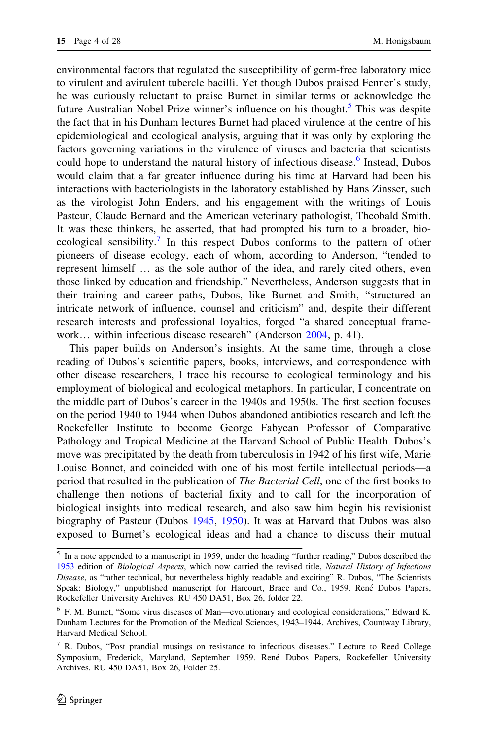environmental factors that regulated the susceptibility of germ-free laboratory mice to virulent and avirulent tubercle bacilli. Yet though Dubos praised Fenner's study, he was curiously reluctant to praise Burnet in similar terms or acknowledge the future Australian Nobel Prize winner's influence on his thought.[5] This was despite the fact that in his Dunham lectures Burnet had placed virulence at the centre of his epidemiological and ecological analysis, arguing that it was only by exploring the factors governing variations in the virulence of viruses and bacteria that scientists could hope to understand the natural history of infectious disease.[6] Instead, Dubos would claim that a far greater influence during his time at Harvard had been his interactions with bacteriologists in the laboratory established by Hans Zinsser, such as the virologist John Enders, and his engagement with the writings of Louis Pasteur, Claude Bernard and the American veterinary pathologist, Theobald Smith. It was these thinkers, he asserted, that had prompted his turn to a broader, bio-ecological sensibility.[7] In this respect Dubos conforms to the pattern of other pioneers of disease ecology, each of whom, according to Anderson, "tended to represent himself … as the sole author of the idea, and rarely cited others, even those linked by education and friendship." Nevertheless, Anderson suggests that in their training and career paths, Dubos, like Burnet and Smith, "structured an intricate network of influence, counsel and criticism" and, despite their different research interests and professional loyalties, forged "a shared conceptual framework… within infectious disease research" (Anderson 2004, p. 41).

This paper builds on Anderson's insights. At the same time, through a close reading of Dubos's scientific papers, books, interviews, and correspondence with other disease researchers, I trace his recourse to ecological terminology and his employment of biological and ecological metaphors. In particular, I concentrate on the middle part of Dubos's career in the 1940s and 1950s. The first section focuses on the period 1940 to 1944 when Dubos abandoned antibiotics research and left the Rockefeller Institute to become George Fabyean Professor of Comparative Pathology and Tropical Medicine at the Harvard School of Public Health. Dubos's move was precipitated by the death from tuberculosis in 1942 of his first wife, Marie Louise Bonnet, and coincided with one of his most fertile intellectual periods—a period that resulted in the publication of *The Bacterial Cell*, one of the first books to challenge then notions of bacterial fixity and to call for the incorporation of biological insights into medical research, and also saw him begin his revisionist biography of Pasteur (Dubos 1945, 1950). It was at Harvard that Dubos was also exposed to Burnet's ecological ideas and had a chance to discuss their mutual

[5] In a note appended to a manuscript in 1959, under the heading "further reading," Dubos described the 1953 edition of *Biological Aspects*, which now carried the revised title, *Natural History of Infectious Disease*, as "rather technical, but nevertheless highly readable and exciting" R. Dubos, "The Scientists Speak: Biology," unpublished manuscript for Harcourt, Brace and Co., 1959. René Dubos Papers, Rockefeller University Archives. RU 450 DA51, Box 26, folder 22.

[6] F. M. Burnet, "Some virus diseases of Man—evolutionary and ecological considerations," Edward K. Dunham Lectures for the Promotion of the Medical Sciences, 1943–1944. Archives, Countway Library, Harvard Medical School.

[7] R. Dubos, "Post prandial musings on resistance to infectious diseases." Lecture to Reed College Symposium, Frederick, Maryland, September 1959. René Dubos Papers, Rockefeller University Archives. RU 450 DA51, Box 26, Folder 25.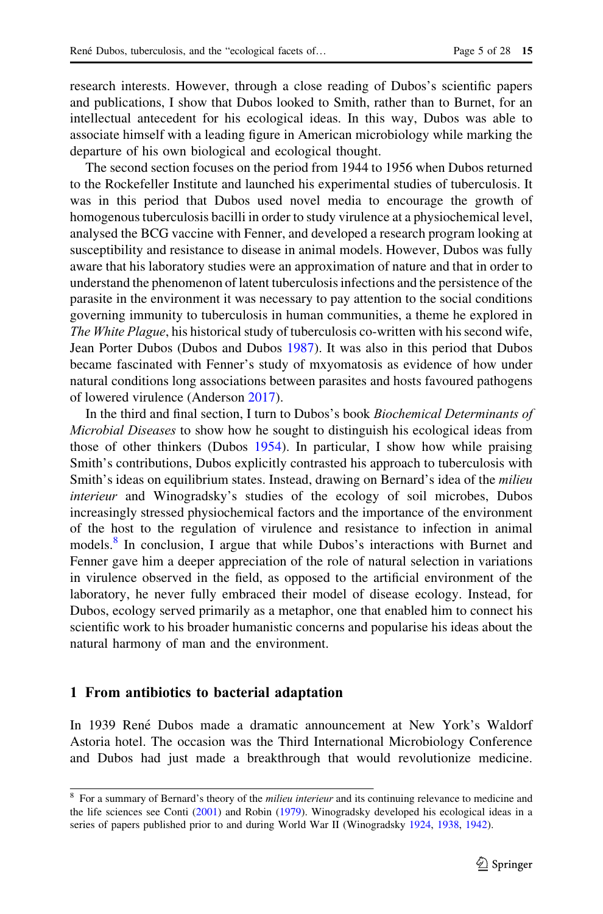research interests. However, through a close reading of Dubos's scientific papers and publications, I show that Dubos looked to Smith, rather than to Burnet, for an intellectual antecedent for his ecological ideas. In this way, Dubos was able to associate himself with a leading figure in American microbiology while marking the departure of his own biological and ecological thought.

The second section focuses on the period from 1944 to 1956 when Dubos returned to the Rockefeller Institute and launched his experimental studies of tuberculosis. It was in this period that Dubos used novel media to encourage the growth of homogenous tuberculosis bacilli in order to study virulence at a physiochemical level, analysed the BCG vaccine with Fenner, and developed a research program looking at susceptibility and resistance to disease in animal models. However, Dubos was fully aware that his laboratory studies were an approximation of nature and that in order to understand the phenomenon of latent tuberculosis infections and the persistence of the parasite in the environment it was necessary to pay attention to the social conditions governing immunity to tuberculosis in human communities, a theme he explored in *The White Plague*, his historical study of tuberculosis co-written with his second wife, Jean Porter Dubos (Dubos and Dubos 1987). It was also in this period that Dubos became fascinated with Fenner's study of mxyomatosis as evidence of how under natural conditions long associations between parasites and hosts favoured pathogens of lowered virulence (Anderson 2017).

In the third and final section, I turn to Dubos's book *Biochemical Determinants of Microbial Diseases* to show how he sought to distinguish his ecological ideas from those of other thinkers (Dubos 1954). In particular, I show how while praising Smith's contributions, Dubos explicitly contrasted his approach to tuberculosis with Smith's ideas on equilibrium states. Instead, drawing on Bernard's idea of the *milieu interieur* and Winogradsky's studies of the ecology of soil microbes, Dubos increasingly stressed physiochemical factors and the importance of the environment of the host to the regulation of virulence and resistance to infection in animal models.[8] In conclusion, I argue that while Dubos's interactions with Burnet and Fenner gave him a deeper appreciation of the role of natural selection in variations in virulence observed in the field, as opposed to the artificial environment of the laboratory, he never fully embraced their model of disease ecology. Instead, for Dubos, ecology served primarily as a metaphor, one that enabled him to connect his scientific work to his broader humanistic concerns and popularise his ideas about the natural harmony of man and the environment.

## 1 From antibiotics to bacterial adaptation

In 1939 René Dubos made a dramatic announcement at New York's Waldorf Astoria hotel. The occasion was the Third International Microbiology Conference and Dubos had just made a breakthrough that would revolutionize medicine.

[8] For a summary of Bernard's theory of the *milieu interieur* and its continuing relevance to medicine and the life sciences see Conti (2001) and Robin (1979). Winogradsky developed his ecological ideas in a series of papers published prior to and during World War II (Winogradsky 1924, 1938, 1942).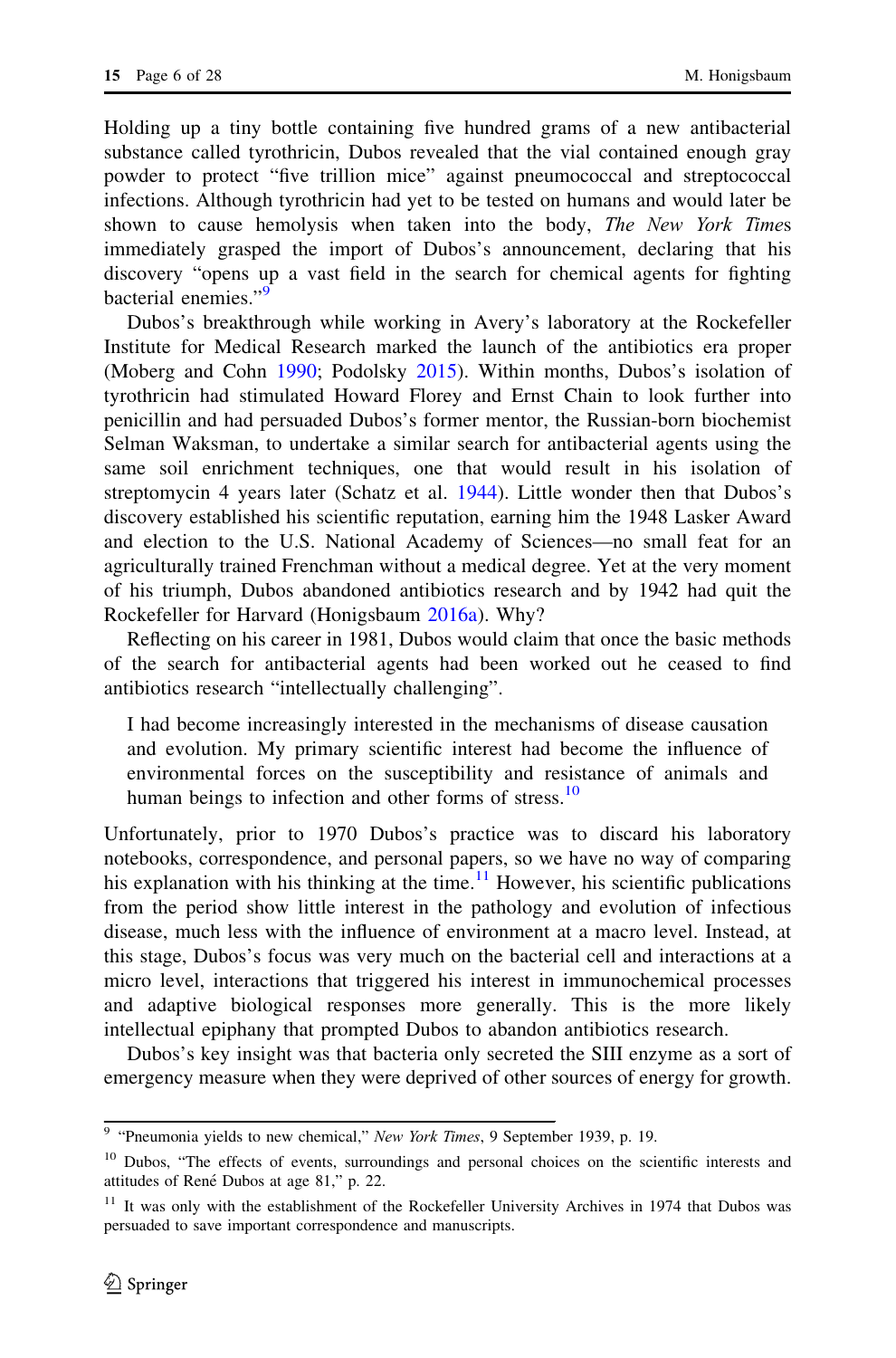Holding up a tiny bottle containing five hundred grams of a new antibacterial substance called tyrothricin, Dubos revealed that the vial contained enough gray powder to protect "five trillion mice" against pneumococcal and streptococcal infections. Although tyrothricin had yet to be tested on humans and would later be shown to cause hemolysis when taken into the body, *The New York Times* immediately grasped the import of Dubos's announcement, declaring that his discovery "opens up a vast field in the search for chemical agents for fighting bacterial enemies."[9]

Dubos's breakthrough while working in Avery's laboratory at the Rockefeller Institute for Medical Research marked the launch of the antibiotics era proper (Moberg and Cohn 1990; Podolsky 2015). Within months, Dubos's isolation of tyrothricin had stimulated Howard Florey and Ernst Chain to look further into penicillin and had persuaded Dubos's former mentor, the Russian-born biochemist Selman Waksman, to undertake a similar search for antibacterial agents using the same soil enrichment techniques, one that would result in his isolation of streptomycin 4 years later (Schatz et al. 1944). Little wonder then that Dubos's discovery established his scientific reputation, earning him the 1948 Lasker Award and election to the U.S. National Academy of Sciences—no small feat for an agriculturally trained Frenchman without a medical degree. Yet at the very moment of his triumph, Dubos abandoned antibiotics research and by 1942 had quit the Rockefeller for Harvard (Honigsbaum 2016a). Why?

Reflecting on his career in 1981, Dubos would claim that once the basic methods of the search for antibacterial agents had been worked out he ceased to find antibiotics research "intellectually challenging".

> I had become increasingly interested in the mechanisms of disease causation and evolution. My primary scientific interest had become the influence of environmental forces on the susceptibility and resistance of animals and human beings to infection and other forms of stress.[10]

Unfortunately, prior to 1970 Dubos's practice was to discard his laboratory notebooks, correspondence, and personal papers, so we have no way of comparing his explanation with his thinking at the time.[11] However, his scientific publications from the period show little interest in the pathology and evolution of infectious disease, much less with the influence of environment at a macro level. Instead, at this stage, Dubos's focus was very much on the bacterial cell and interactions at a micro level, interactions that triggered his interest in immunochemical processes and adaptive biological responses more generally. This is the more likely intellectual epiphany that prompted Dubos to abandon antibiotics research.

Dubos's key insight was that bacteria only secreted the SIII enzyme as a sort of emergency measure when they were deprived of other sources of energy for growth.

---

[9] "Pneumonia yields to new chemical," *New York Times*, 9 September 1939, p. 19.

[10] Dubos, "The effects of events, surroundings and personal choices on the scientific interests and attitudes of René Dubos at age 81," p. 22.

[11] It was only with the establishment of the Rockefeller University Archives in 1974 that Dubos was persuaded to save important correspondence and manuscripts.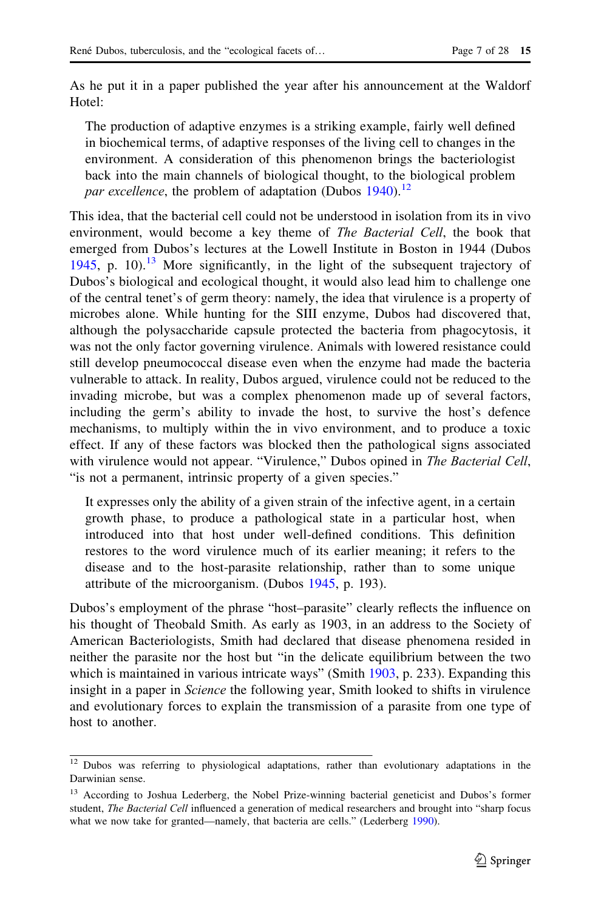As he put it in a paper published the year after his announcement at the Waldorf Hotel:

> The production of adaptive enzymes is a striking example, fairly well defined in biochemical terms, of adaptive responses of the living cell to changes in the environment. A consideration of this phenomenon brings the bacteriologist back into the main channels of biological thought, to the biological problem *par excellence*, the problem of adaptation (Dubos 1940).[12]

This idea, that the bacterial cell could not be understood in isolation from its in vivo environment, would become a key theme of *The Bacterial Cell*, the book that emerged from Dubos's lectures at the Lowell Institute in Boston in 1944 (Dubos 1945, p. 10).[13] More significantly, in the light of the subsequent trajectory of Dubos's biological and ecological thought, it would also lead him to challenge one of the central tenet's of germ theory: namely, the idea that virulence is a property of microbes alone. While hunting for the SIII enzyme, Dubos had discovered that, although the polysaccharide capsule protected the bacteria from phagocytosis, it was not the only factor governing virulence. Animals with lowered resistance could still develop pneumococcal disease even when the enzyme had made the bacteria vulnerable to attack. In reality, Dubos argued, virulence could not be reduced to the invading microbe, but was a complex phenomenon made up of several factors, including the germ's ability to invade the host, to survive the host's defence mechanisms, to multiply within the in vivo environment, and to produce a toxic effect. If any of these factors was blocked then the pathological signs associated with virulence would not appear. "Virulence," Dubos opined in *The Bacterial Cell*, "is not a permanent, intrinsic property of a given species."

> It expresses only the ability of a given strain of the infective agent, in a certain growth phase, to produce a pathological state in a particular host, when introduced into that host under well-defined conditions. This definition restores to the word virulence much of its earlier meaning; it refers to the disease and to the host-parasite relationship, rather than to some unique attribute of the microorganism. (Dubos 1945, p. 193).

Dubos's employment of the phrase "host–parasite" clearly reflects the influence on his thought of Theobald Smith. As early as 1903, in an address to the Society of American Bacteriologists, Smith had declared that disease phenomena resided in neither the parasite nor the host but "in the delicate equilibrium between the two which is maintained in various intricate ways" (Smith 1903, p. 233). Expanding this insight in a paper in *Science* the following year, Smith looked to shifts in virulence and evolutionary forces to explain the transmission of a parasite from one type of host to another.

---

[12] Dubos was referring to physiological adaptations, rather than evolutionary adaptations in the Darwinian sense.

[13] According to Joshua Lederberg, the Nobel Prize-winning bacterial geneticist and Dubos's former student, *The Bacterial Cell* influenced a generation of medical researchers and brought into "sharp focus what we now take for granted—namely, that bacteria are cells." (Lederberg 1990).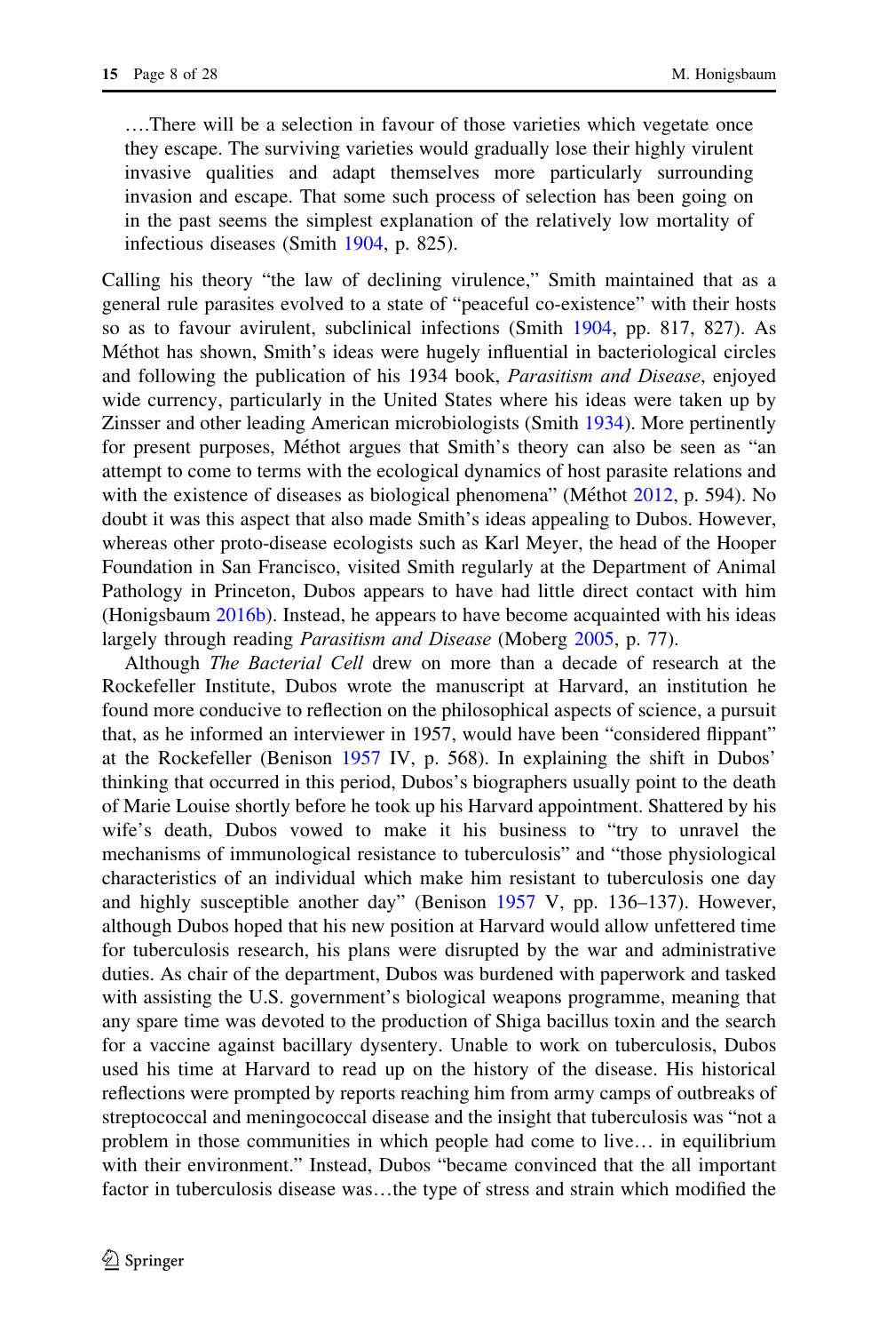….There will be a selection in favour of those varieties which vegetate once they escape. The surviving varieties would gradually lose their highly virulent invasive qualities and adapt themselves more particularly surrounding invasion and escape. That some such process of selection has been going on in the past seems the simplest explanation of the relatively low mortality of infectious diseases (Smith 1904, p. 825).

Calling his theory "the law of declining virulence," Smith maintained that as a general rule parasites evolved to a state of "peaceful co-existence" with their hosts so as to favour avirulent, subclinical infections (Smith 1904, pp. 817, 827). As Méthot has shown, Smith's ideas were hugely influential in bacteriological circles and following the publication of his 1934 book, *Parasitism and Disease*, enjoyed wide currency, particularly in the United States where his ideas were taken up by Zinsser and other leading American microbiologists (Smith 1934). More pertinently for present purposes, Méthot argues that Smith's theory can also be seen as "an attempt to come to terms with the ecological dynamics of host parasite relations and with the existence of diseases as biological phenomena" (Méthot 2012, p. 594). No doubt it was this aspect that also made Smith's ideas appealing to Dubos. However, whereas other proto-disease ecologists such as Karl Meyer, the head of the Hooper Foundation in San Francisco, visited Smith regularly at the Department of Animal Pathology in Princeton, Dubos appears to have had little direct contact with him (Honigsbaum 2016b). Instead, he appears to have become acquainted with his ideas largely through reading *Parasitism and Disease* (Moberg 2005, p. 77).

Although *The Bacterial Cell* drew on more than a decade of research at the Rockefeller Institute, Dubos wrote the manuscript at Harvard, an institution he found more conducive to reflection on the philosophical aspects of science, a pursuit that, as he informed an interviewer in 1957, would have been "considered flippant" at the Rockefeller (Benison 1957 IV, p. 568). In explaining the shift in Dubos' thinking that occurred in this period, Dubos's biographers usually point to the death of Marie Louise shortly before he took up his Harvard appointment. Shattered by his wife's death, Dubos vowed to make it his business to "try to unravel the mechanisms of immunological resistance to tuberculosis" and "those physiological characteristics of an individual which make him resistant to tuberculosis one day and highly susceptible another day" (Benison 1957 V, pp. 136–137). However, although Dubos hoped that his new position at Harvard would allow unfettered time for tuberculosis research, his plans were disrupted by the war and administrative duties. As chair of the department, Dubos was burdened with paperwork and tasked with assisting the U.S. government's biological weapons programme, meaning that any spare time was devoted to the production of Shiga bacillus toxin and the search for a vaccine against bacillary dysentery. Unable to work on tuberculosis, Dubos used his time at Harvard to read up on the history of the disease. His historical reflections were prompted by reports reaching him from army camps of outbreaks of streptococcal and meningococcal disease and the insight that tuberculosis was "not a problem in those communities in which people had come to live… in equilibrium with their environment." Instead, Dubos "became convinced that the all important factor in tuberculosis disease was…the type of stress and strain which modified the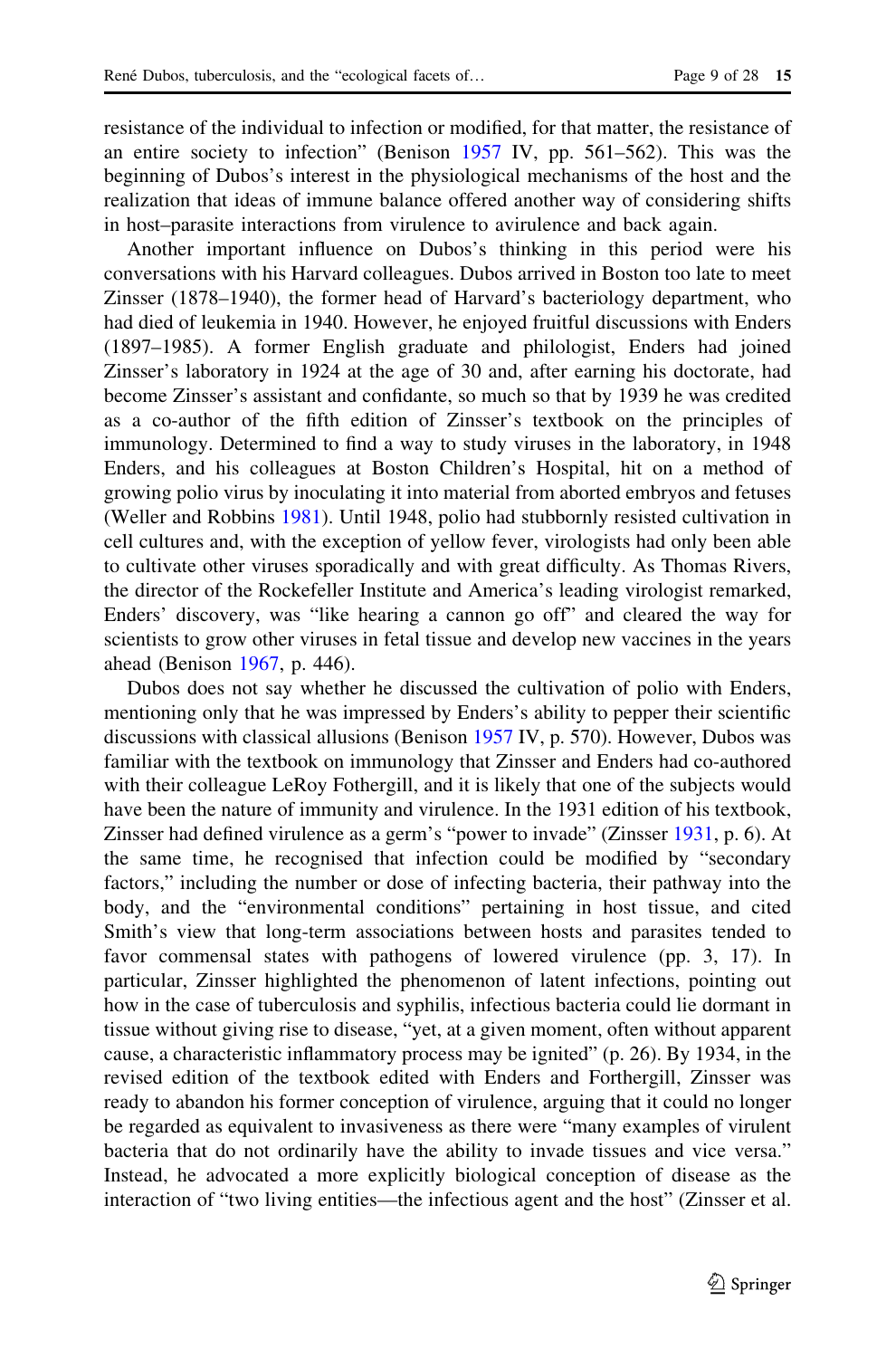resistance of the individual to infection or modified, for that matter, the resistance of an entire society to infection" (Benison 1957 IV, pp. 561–562). This was the beginning of Dubos's interest in the physiological mechanisms of the host and the realization that ideas of immune balance offered another way of considering shifts in host–parasite interactions from virulence to avirulence and back again.

Another important influence on Dubos's thinking in this period were his conversations with his Harvard colleagues. Dubos arrived in Boston too late to meet Zinsser (1878–1940), the former head of Harvard's bacteriology department, who had died of leukemia in 1940. However, he enjoyed fruitful discussions with Enders (1897–1985). A former English graduate and philologist, Enders had joined Zinsser's laboratory in 1924 at the age of 30 and, after earning his doctorate, had become Zinsser's assistant and confidante, so much so that by 1939 he was credited as a co-author of the fifth edition of Zinsser's textbook on the principles of immunology. Determined to find a way to study viruses in the laboratory, in 1948 Enders, and his colleagues at Boston Children's Hospital, hit on a method of growing polio virus by inoculating it into material from aborted embryos and fetuses (Weller and Robbins 1981). Until 1948, polio had stubbornly resisted cultivation in cell cultures and, with the exception of yellow fever, virologists had only been able to cultivate other viruses sporadically and with great difficulty. As Thomas Rivers, the director of the Rockefeller Institute and America's leading virologist remarked, Enders' discovery, was "like hearing a cannon go off" and cleared the way for scientists to grow other viruses in fetal tissue and develop new vaccines in the years ahead (Benison 1967, p. 446).

Dubos does not say whether he discussed the cultivation of polio with Enders, mentioning only that he was impressed by Enders's ability to pepper their scientific discussions with classical allusions (Benison 1957 IV, p. 570). However, Dubos was familiar with the textbook on immunology that Zinsser and Enders had co-authored with their colleague LeRoy Fothergill, and it is likely that one of the subjects would have been the nature of immunity and virulence. In the 1931 edition of his textbook, Zinsser had defined virulence as a germ's "power to invade" (Zinsser 1931, p. 6). At the same time, he recognised that infection could be modified by "secondary factors," including the number or dose of infecting bacteria, their pathway into the body, and the "environmental conditions" pertaining in host tissue, and cited Smith's view that long-term associations between hosts and parasites tended to favor commensal states with pathogens of lowered virulence (pp. 3, 17). In particular, Zinsser highlighted the phenomenon of latent infections, pointing out how in the case of tuberculosis and syphilis, infectious bacteria could lie dormant in tissue without giving rise to disease, "yet, at a given moment, often without apparent cause, a characteristic inflammatory process may be ignited" (p. 26). By 1934, in the revised edition of the textbook edited with Enders and Forthergill, Zinsser was ready to abandon his former conception of virulence, arguing that it could no longer be regarded as equivalent to invasiveness as there were "many examples of virulent bacteria that do not ordinarily have the ability to invade tissues and vice versa." Instead, he advocated a more explicitly biological conception of disease as the interaction of "two living entities—the infectious agent and the host" (Zinsser et al.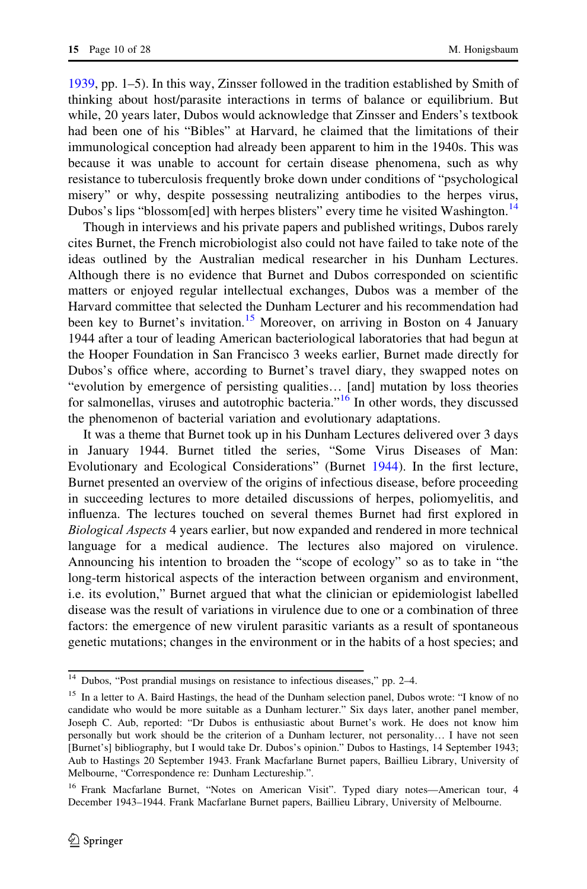1939, pp. 1–5). In this way, Zinsser followed in the tradition established by Smith of thinking about host/parasite interactions in terms of balance or equilibrium. But while, 20 years later, Dubos would acknowledge that Zinsser and Enders's textbook had been one of his "Bibles" at Harvard, he claimed that the limitations of their immunological conception had already been apparent to him in the 1940s. This was because it was unable to account for certain disease phenomena, such as why resistance to tuberculosis frequently broke down under conditions of "psychological misery" or why, despite possessing neutralizing antibodies to the herpes virus, Dubos's lips "blossom[ed] with herpes blisters" every time he visited Washington.[14]

Though in interviews and his private papers and published writings, Dubos rarely cites Burnet, the French microbiologist also could not have failed to take note of the ideas outlined by the Australian medical researcher in his Dunham Lectures. Although there is no evidence that Burnet and Dubos corresponded on scientific matters or enjoyed regular intellectual exchanges, Dubos was a member of the Harvard committee that selected the Dunham Lecturer and his recommendation had been key to Burnet's invitation.[15] Moreover, on arriving in Boston on 4 January 1944 after a tour of leading American bacteriological laboratories that had begun at the Hooper Foundation in San Francisco 3 weeks earlier, Burnet made directly for Dubos's office where, according to Burnet's travel diary, they swapped notes on "evolution by emergence of persisting qualities… [and] mutation by loss theories for salmonellas, viruses and autotrophic bacteria."[16] In other words, they discussed the phenomenon of bacterial variation and evolutionary adaptations.

It was a theme that Burnet took up in his Dunham Lectures delivered over 3 days in January 1944. Burnet titled the series, "Some Virus Diseases of Man: Evolutionary and Ecological Considerations" (Burnet 1944). In the first lecture, Burnet presented an overview of the origins of infectious disease, before proceeding in succeeding lectures to more detailed discussions of herpes, poliomyelitis, and influenza. The lectures touched on several themes Burnet had first explored in *Biological Aspects* 4 years earlier, but now expanded and rendered in more technical language for a medical audience. The lectures also majored on virulence. Announcing his intention to broaden the "scope of ecology" so as to take in "the long-term historical aspects of the interaction between organism and environment, i.e. its evolution," Burnet argued that what the clinician or epidemiologist labelled disease was the result of variations in virulence due to one or a combination of three factors: the emergence of new virulent parasitic variants as a result of spontaneous genetic mutations; changes in the environment or in the habits of a host species; and

---

[14] Dubos, "Post prandial musings on resistance to infectious diseases," pp. 2–4.

[15] In a letter to A. Baird Hastings, the head of the Dunham selection panel, Dubos wrote: "I know of no candidate who would be more suitable as a Dunham lecturer." Six days later, another panel member, Joseph C. Aub, reported: "Dr Dubos is enthusiastic about Burnet's work. He does not know him personally but work should be the criterion of a Dunham lecturer, not personality… I have not seen [Burnet's] bibliography, but I would take Dr. Dubos's opinion." Dubos to Hastings, 14 September 1943; Aub to Hastings 20 September 1943. Frank Macfarlane Burnet papers, Baillieu Library, University of Melbourne, "Correspondence re: Dunham Lectureship.".

[16] Frank Macfarlane Burnet, "Notes on American Visit". Typed diary notes—American tour, 4 December 1943–1944. Frank Macfarlane Burnet papers, Baillieu Library, University of Melbourne.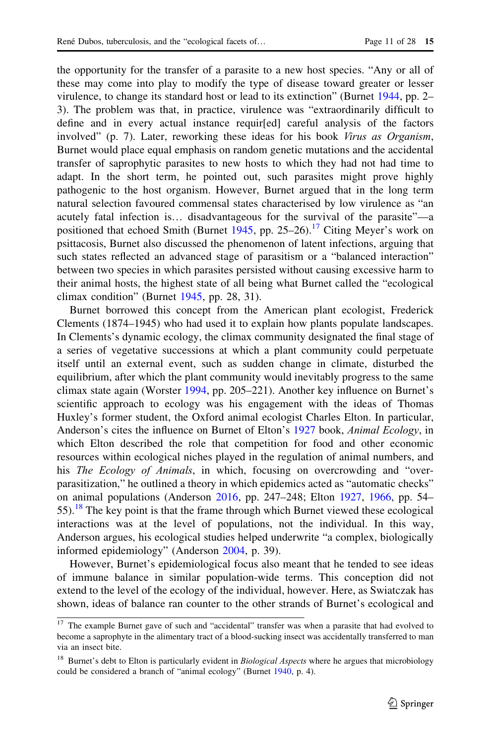the opportunity for the transfer of a parasite to a new host species. "Any or all of these may come into play to modify the type of disease toward greater or lesser virulence, to change its standard host or lead to its extinction" (Burnet 1944, pp. 2–3). The problem was that, in practice, virulence was "extraordinarily difficult to define and in every actual instance requir[ed] careful analysis of the factors involved" (p. 7). Later, reworking these ideas for his book *Virus as Organism*, Burnet would place equal emphasis on random genetic mutations and the accidental transfer of saprophytic parasites to new hosts to which they had not had time to adapt. In the short term, he pointed out, such parasites might prove highly pathogenic to the host organism. However, Burnet argued that in the long term natural selection favoured commensal states characterised by low virulence as "an acutely fatal infection is… disadvantageous for the survival of the parasite"—a positioned that echoed Smith (Burnet 1945, pp. 25–26).[17] Citing Meyer's work on psittacosis, Burnet also discussed the phenomenon of latent infections, arguing that such states reflected an advanced stage of parasitism or a "balanced interaction" between two species in which parasites persisted without causing excessive harm to their animal hosts, the highest state of all being what Burnet called the "ecological climax condition" (Burnet 1945, pp. 28, 31).

Burnet borrowed this concept from the American plant ecologist, Frederick Clements (1874–1945) who had used it to explain how plants populate landscapes. In Clements's dynamic ecology, the climax community designated the final stage of a series of vegetative successions at which a plant community could perpetuate itself until an external event, such as sudden change in climate, disturbed the equilibrium, after which the plant community would inevitably progress to the same climax state again (Worster 1994, pp. 205–221). Another key influence on Burnet's scientific approach to ecology was his engagement with the ideas of Thomas Huxley's former student, the Oxford animal ecologist Charles Elton. In particular, Anderson's cites the influence on Burnet of Elton's 1927 book, *Animal Ecology*, in which Elton described the role that competition for food and other economic resources within ecological niches played in the regulation of animal numbers, and his *The Ecology of Animals*, in which, focusing on overcrowding and "over-parasitization," he outlined a theory in which epidemics acted as "automatic checks" on animal populations (Anderson 2016, pp. 247–248; Elton 1927, 1966, pp. 54–55).[18] The key point is that the frame through which Burnet viewed these ecological interactions was at the level of populations, not the individual. In this way, Anderson argues, his ecological studies helped underwrite "a complex, biologically informed epidemiology" (Anderson 2004, p. 39).

However, Burnet's epidemiological focus also meant that he tended to see ideas of immune balance in similar population-wide terms. This conception did not extend to the level of the ecology of the individual, however. Here, as Swiatczak has shown, ideas of balance ran counter to the other strands of Burnet's ecological and

---

[17] The example Burnet gave of such and "accidental" transfer was when a parasite that had evolved to become a saprophyte in the alimentary tract of a blood-sucking insect was accidentally transferred to man via an insect bite.

[18] Burnet's debt to Elton is particularly evident in *Biological Aspects* where he argues that microbiology could be considered a branch of "animal ecology" (Burnet 1940, p. 4).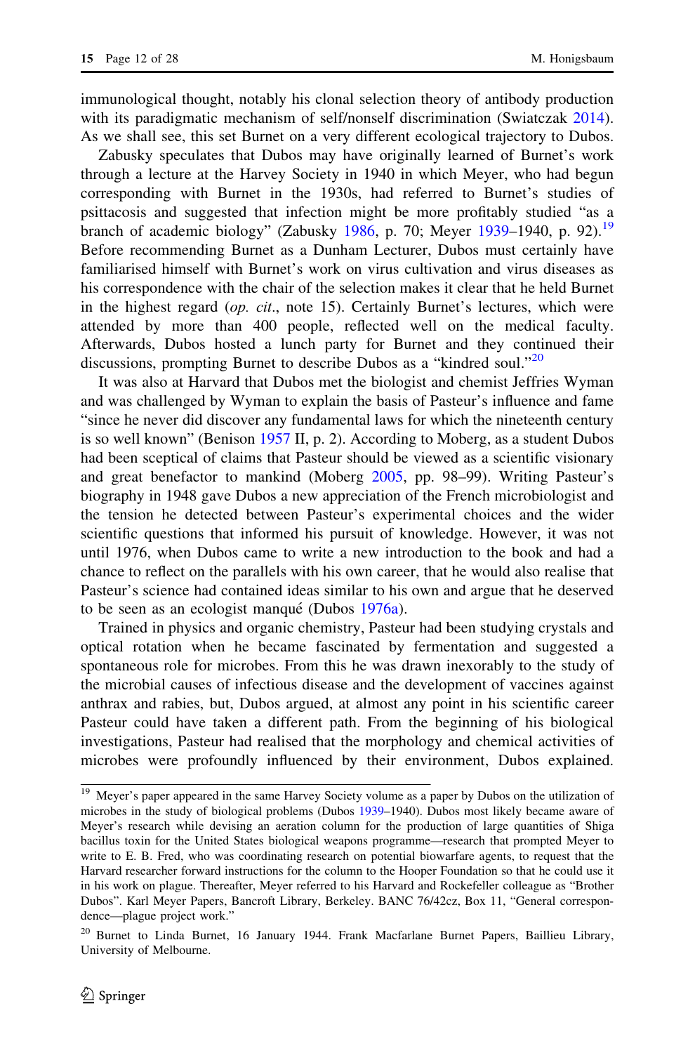immunological thought, notably his clonal selection theory of antibody production with its paradigmatic mechanism of self/nonself discrimination (Swiatczak 2014). As we shall see, this set Burnet on a very different ecological trajectory to Dubos.

Zabusky speculates that Dubos may have originally learned of Burnet's work through a lecture at the Harvey Society in 1940 in which Meyer, who had begun corresponding with Burnet in the 1930s, had referred to Burnet's studies of psittacosis and suggested that infection might be more profitably studied "as a branch of academic biology" (Zabusky 1986, p. 70; Meyer 1939–1940, p. 92).[19] Before recommending Burnet as a Dunham Lecturer, Dubos must certainly have familiarised himself with Burnet's work on virus cultivation and virus diseases as his correspondence with the chair of the selection makes it clear that he held Burnet in the highest regard (*op. cit*., note 15). Certainly Burnet's lectures, which were attended by more than 400 people, reflected well on the medical faculty. Afterwards, Dubos hosted a lunch party for Burnet and they continued their discussions, prompting Burnet to describe Dubos as a "kindred soul."[20]

It was also at Harvard that Dubos met the biologist and chemist Jeffries Wyman and was challenged by Wyman to explain the basis of Pasteur's influence and fame "since he never did discover any fundamental laws for which the nineteenth century is so well known" (Benison 1957 II, p. 2). According to Moberg, as a student Dubos had been sceptical of claims that Pasteur should be viewed as a scientific visionary and great benefactor to mankind (Moberg 2005, pp. 98–99). Writing Pasteur's biography in 1948 gave Dubos a new appreciation of the French microbiologist and the tension he detected between Pasteur's experimental choices and the wider scientific questions that informed his pursuit of knowledge. However, it was not until 1976, when Dubos came to write a new introduction to the book and had a chance to reflect on the parallels with his own career, that he would also realise that Pasteur's science had contained ideas similar to his own and argue that he deserved to be seen as an ecologist manqué (Dubos 1976a).

Trained in physics and organic chemistry, Pasteur had been studying crystals and optical rotation when he became fascinated by fermentation and suggested a spontaneous role for microbes. From this he was drawn inexorably to the study of the microbial causes of infectious disease and the development of vaccines against anthrax and rabies, but, Dubos argued, at almost any point in his scientific career Pasteur could have taken a different path. From the beginning of his biological investigations, Pasteur had realised that the morphology and chemical activities of microbes were profoundly influenced by their environment, Dubos explained.

---

[19] Meyer's paper appeared in the same Harvey Society volume as a paper by Dubos on the utilization of microbes in the study of biological problems (Dubos 1939–1940). Dubos most likely became aware of Meyer's research while devising an aeration column for the production of large quantities of Shiga bacillus toxin for the United States biological weapons programme—research that prompted Meyer to write to E. B. Fred, who was coordinating research on potential biowarfare agents, to request that the Harvard researcher forward instructions for the column to the Hooper Foundation so that he could use it in his work on plague. Thereafter, Meyer referred to his Harvard and Rockefeller colleague as "Brother Dubos". Karl Meyer Papers, Bancroft Library, Berkeley. BANC 76/42cz, Box 11, "General correspondence—plague project work."

[20] Burnet to Linda Burnet, 16 January 1944. Frank Macfarlane Burnet Papers, Baillieu Library, University of Melbourne.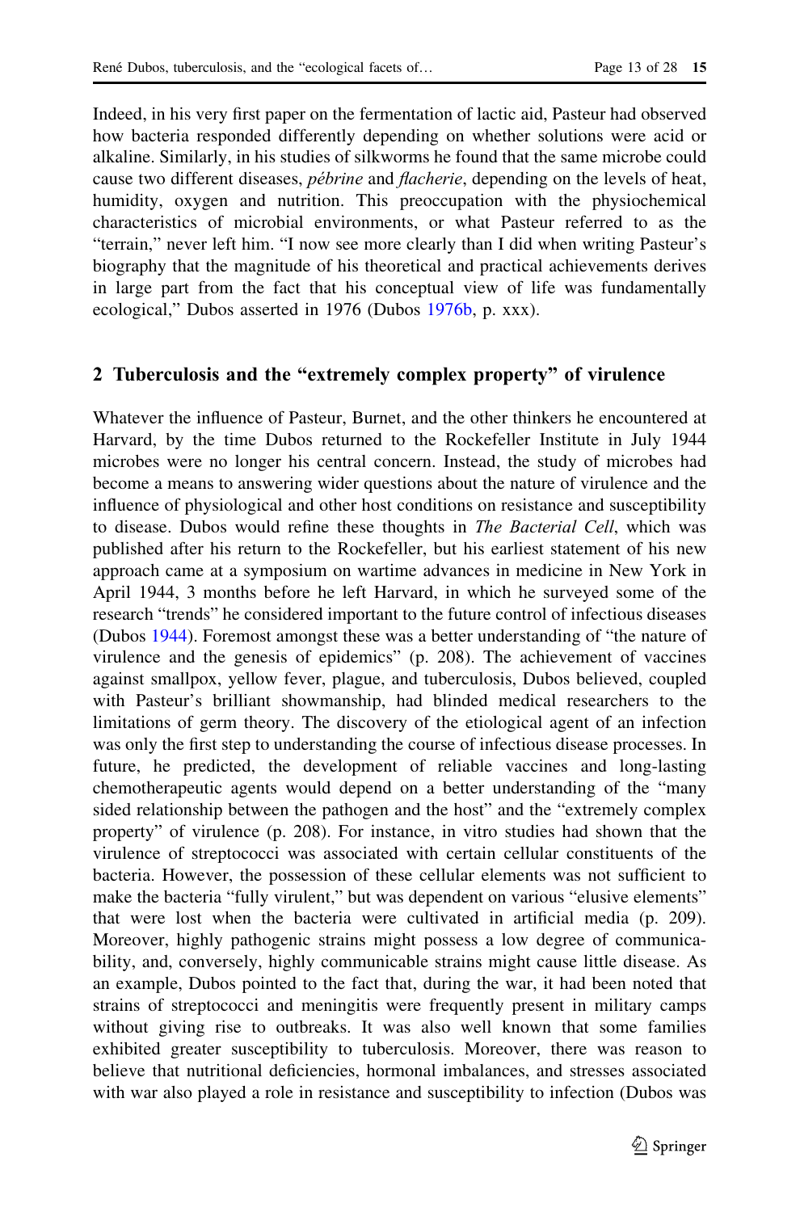Indeed, in his very first paper on the fermentation of lactic aid, Pasteur had observed how bacteria responded differently depending on whether solutions were acid or alkaline. Similarly, in his studies of silkworms he found that the same microbe could cause two different diseases, *pébrine* and *flacherie*, depending on the levels of heat, humidity, oxygen and nutrition. This preoccupation with the physiochemical characteristics of microbial environments, or what Pasteur referred to as the "terrain," never left him. "I now see more clearly than I did when writing Pasteur's biography that the magnitude of his theoretical and practical achievements derives in large part from the fact that his conceptual view of life was fundamentally ecological," Dubos asserted in 1976 (Dubos 1976b, p. xxx).

## 2 Tuberculosis and the "extremely complex property" of virulence

Whatever the influence of Pasteur, Burnet, and the other thinkers he encountered at Harvard, by the time Dubos returned to the Rockefeller Institute in July 1944 microbes were no longer his central concern. Instead, the study of microbes had become a means to answering wider questions about the nature of virulence and the influence of physiological and other host conditions on resistance and susceptibility to disease. Dubos would refine these thoughts in *The Bacterial Cell*, which was published after his return to the Rockefeller, but his earliest statement of his new approach came at a symposium on wartime advances in medicine in New York in April 1944, 3 months before he left Harvard, in which he surveyed some of the research "trends" he considered important to the future control of infectious diseases (Dubos 1944). Foremost amongst these was a better understanding of "the nature of virulence and the genesis of epidemics" (p. 208). The achievement of vaccines against smallpox, yellow fever, plague, and tuberculosis, Dubos believed, coupled with Pasteur's brilliant showmanship, had blinded medical researchers to the limitations of germ theory. The discovery of the etiological agent of an infection was only the first step to understanding the course of infectious disease processes. In future, he predicted, the development of reliable vaccines and long-lasting chemotherapeutic agents would depend on a better understanding of the "many sided relationship between the pathogen and the host" and the "extremely complex property" of virulence (p. 208). For instance, in vitro studies had shown that the virulence of streptococci was associated with certain cellular constituents of the bacteria. However, the possession of these cellular elements was not sufficient to make the bacteria "fully virulent," but was dependent on various "elusive elements" that were lost when the bacteria were cultivated in artificial media (p. 209). Moreover, highly pathogenic strains might possess a low degree of communicability, and, conversely, highly communicable strains might cause little disease. As an example, Dubos pointed to the fact that, during the war, it had been noted that strains of streptococci and meningitis were frequently present in military camps without giving rise to outbreaks. It was also well known that some families exhibited greater susceptibility to tuberculosis. Moreover, there was reason to believe that nutritional deficiencies, hormonal imbalances, and stresses associated with war also played a role in resistance and susceptibility to infection (Dubos was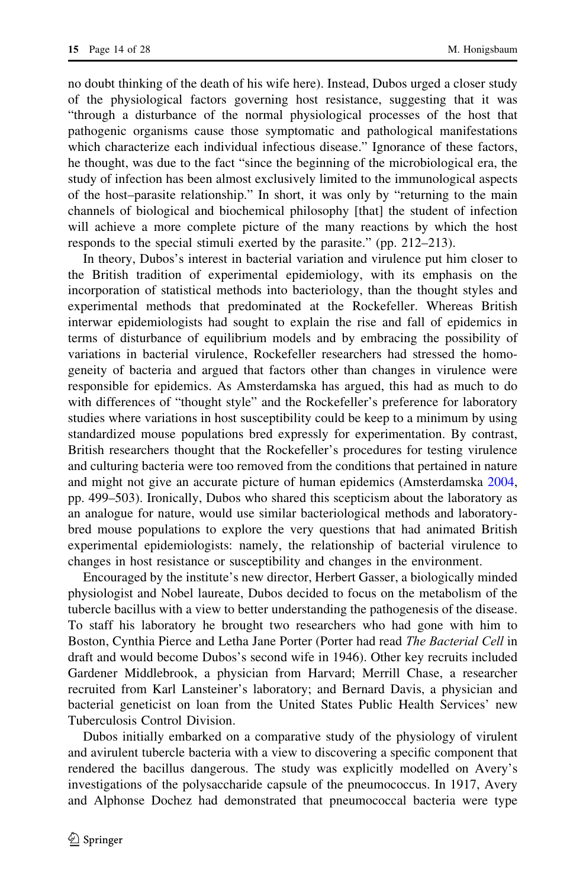no doubt thinking of the death of his wife here). Instead, Dubos urged a closer study of the physiological factors governing host resistance, suggesting that it was "through a disturbance of the normal physiological processes of the host that pathogenic organisms cause those symptomatic and pathological manifestations which characterize each individual infectious disease." Ignorance of these factors, he thought, was due to the fact "since the beginning of the microbiological era, the study of infection has been almost exclusively limited to the immunological aspects of the host–parasite relationship." In short, it was only by "returning to the main channels of biological and biochemical philosophy [that] the student of infection will achieve a more complete picture of the many reactions by which the host responds to the special stimuli exerted by the parasite." (pp. 212–213).

In theory, Dubos's interest in bacterial variation and virulence put him closer to the British tradition of experimental epidemiology, with its emphasis on the incorporation of statistical methods into bacteriology, than the thought styles and experimental methods that predominated at the Rockefeller. Whereas British interwar epidemiologists had sought to explain the rise and fall of epidemics in terms of disturbance of equilibrium models and by embracing the possibility of variations in bacterial virulence, Rockefeller researchers had stressed the homogeneity of bacteria and argued that factors other than changes in virulence were responsible for epidemics. As Amsterdamska has argued, this had as much to do with differences of "thought style" and the Rockefeller's preference for laboratory studies where variations in host susceptibility could be keep to a minimum by using standardized mouse populations bred expressly for experimentation. By contrast, British researchers thought that the Rockefeller's procedures for testing virulence and culturing bacteria were too removed from the conditions that pertained in nature and might not give an accurate picture of human epidemics (Amsterdamska 2004, pp. 499–503). Ironically, Dubos who shared this scepticism about the laboratory as an analogue for nature, would use similar bacteriological methods and laboratory-bred mouse populations to explore the very questions that had animated British experimental epidemiologists: namely, the relationship of bacterial virulence to changes in host resistance or susceptibility and changes in the environment.

Encouraged by the institute's new director, Herbert Gasser, a biologically minded physiologist and Nobel laureate, Dubos decided to focus on the metabolism of the tubercle bacillus with a view to better understanding the pathogenesis of the disease. To staff his laboratory he brought two researchers who had gone with him to Boston, Cynthia Pierce and Letha Jane Porter (Porter had read *The Bacterial Cell* in draft and would become Dubos's second wife in 1946). Other key recruits included Gardener Middlebrook, a physician from Harvard; Merrill Chase, a researcher recruited from Karl Lansteiner's laboratory; and Bernard Davis, a physician and bacterial geneticist on loan from the United States Public Health Services' new Tuberculosis Control Division.

Dubos initially embarked on a comparative study of the physiology of virulent and avirulent tubercle bacteria with a view to discovering a specific component that rendered the bacillus dangerous. The study was explicitly modelled on Avery's investigations of the polysaccharide capsule of the pneumococcus. In 1917, Avery and Alphonse Dochez had demonstrated that pneumococcal bacteria were type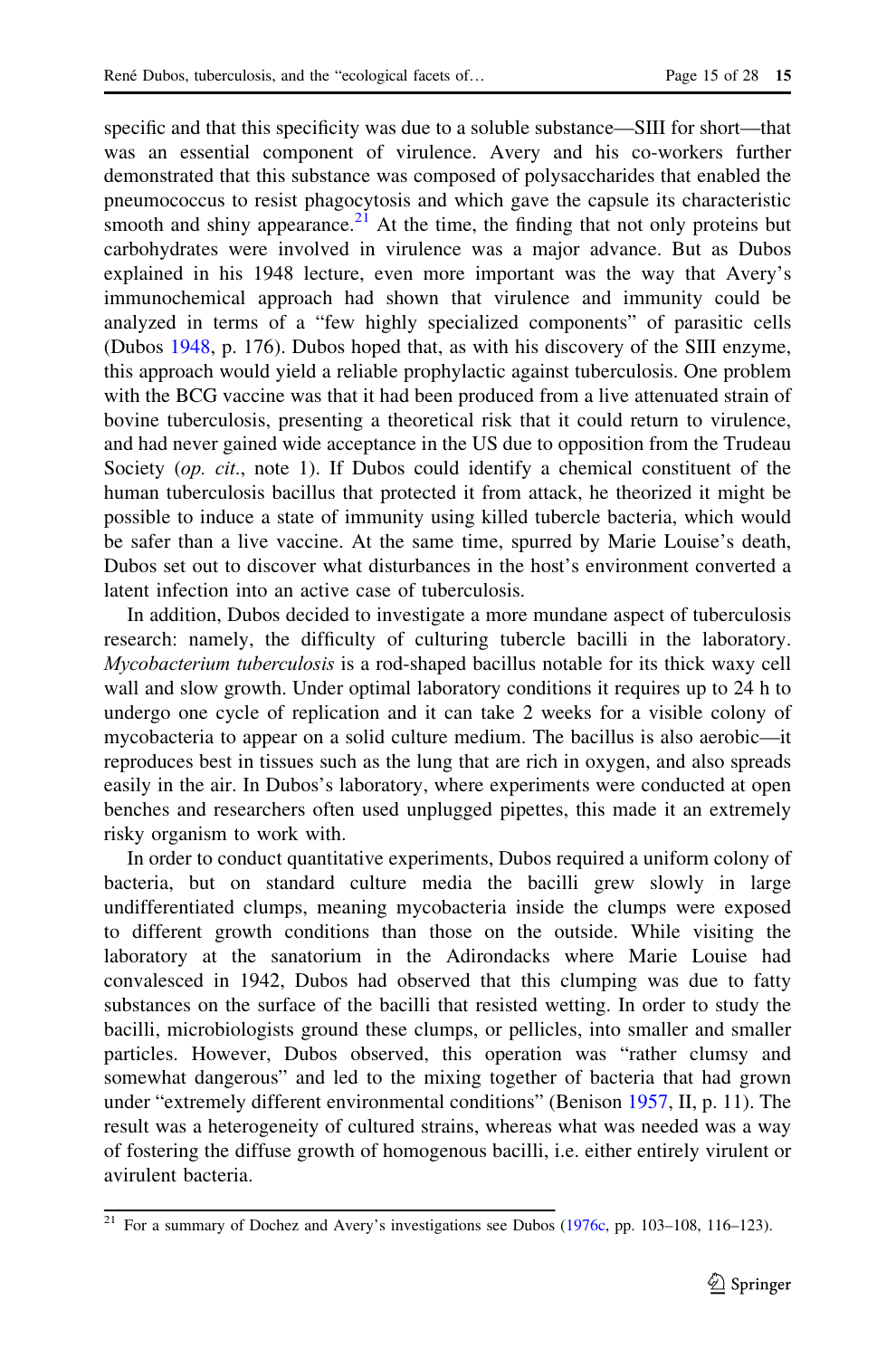specific and that this specificity was due to a soluble substance—SIII for short—that was an essential component of virulence. Avery and his co-workers further demonstrated that this substance was composed of polysaccharides that enabled the pneumococcus to resist phagocytosis and which gave the capsule its characteristic smooth and shiny appearance.[21] At the time, the finding that not only proteins but carbohydrates were involved in virulence was a major advance. But as Dubos explained in his 1948 lecture, even more important was the way that Avery's immunochemical approach had shown that virulence and immunity could be analyzed in terms of a "few highly specialized components" of parasitic cells (Dubos 1948, p. 176). Dubos hoped that, as with his discovery of the SIII enzyme, this approach would yield a reliable prophylactic against tuberculosis. One problem with the BCG vaccine was that it had been produced from a live attenuated strain of bovine tuberculosis, presenting a theoretical risk that it could return to virulence, and had never gained wide acceptance in the US due to opposition from the Trudeau Society (*op. cit*., note 1). If Dubos could identify a chemical constituent of the human tuberculosis bacillus that protected it from attack, he theorized it might be possible to induce a state of immunity using killed tubercle bacteria, which would be safer than a live vaccine. At the same time, spurred by Marie Louise's death, Dubos set out to discover what disturbances in the host's environment converted a latent infection into an active case of tuberculosis.

In addition, Dubos decided to investigate a more mundane aspect of tuberculosis research: namely, the difficulty of culturing tubercle bacilli in the laboratory. *Mycobacterium tuberculosis* is a rod-shaped bacillus notable for its thick waxy cell wall and slow growth. Under optimal laboratory conditions it requires up to 24 h to undergo one cycle of replication and it can take 2 weeks for a visible colony of mycobacteria to appear on a solid culture medium. The bacillus is also aerobic—it reproduces best in tissues such as the lung that are rich in oxygen, and also spreads easily in the air. In Dubos's laboratory, where experiments were conducted at open benches and researchers often used unplugged pipettes, this made it an extremely risky organism to work with.

In order to conduct quantitative experiments, Dubos required a uniform colony of bacteria, but on standard culture media the bacilli grew slowly in large undifferentiated clumps, meaning mycobacteria inside the clumps were exposed to different growth conditions than those on the outside. While visiting the laboratory at the sanatorium in the Adirondacks where Marie Louise had convalesced in 1942, Dubos had observed that this clumping was due to fatty substances on the surface of the bacilli that resisted wetting. In order to study the bacilli, microbiologists ground these clumps, or pellicles, into smaller and smaller particles. However, Dubos observed, this operation was "rather clumsy and somewhat dangerous" and led to the mixing together of bacteria that had grown under "extremely different environmental conditions" (Benison 1957, II, p. 11). The result was a heterogeneity of cultured strains, whereas what was needed was a way of fostering the diffuse growth of homogenous bacilli, i.e. either entirely virulent or avirulent bacteria.

[21] For a summary of Dochez and Avery's investigations see Dubos (1976c, pp. 103–108, 116–123).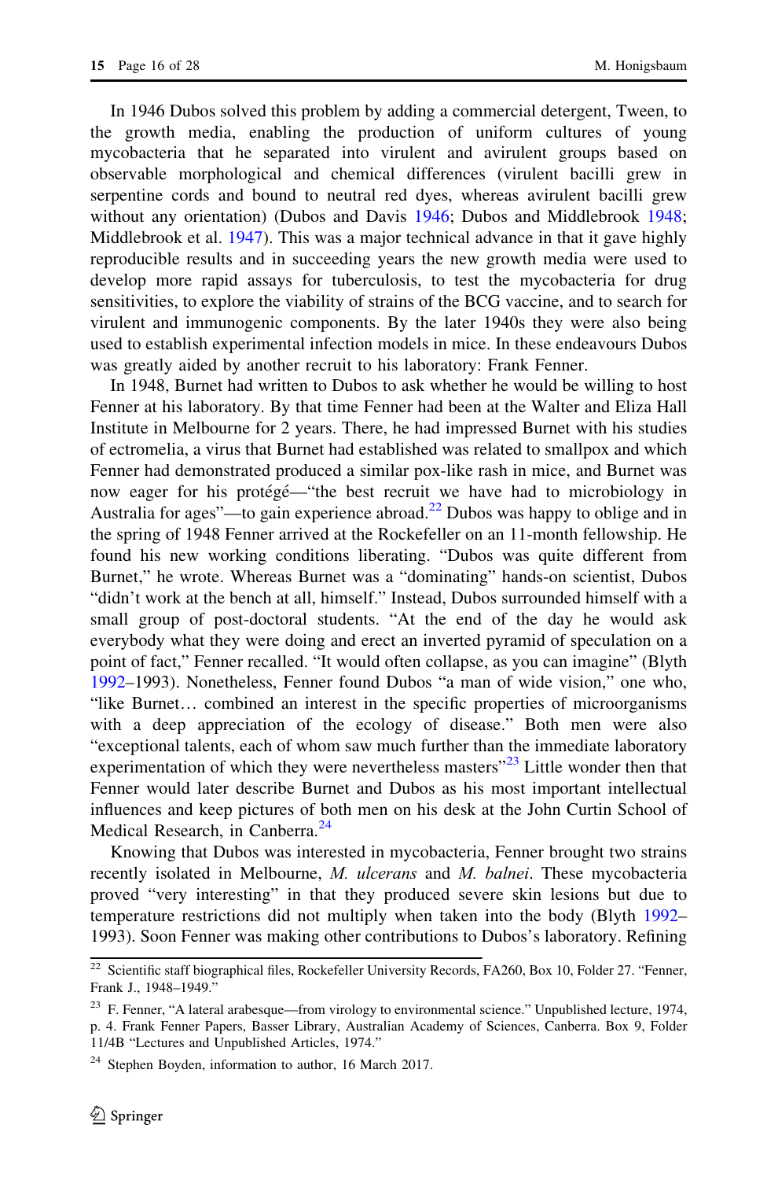In 1946 Dubos solved this problem by adding a commercial detergent, Tween, to the growth media, enabling the production of uniform cultures of young mycobacteria that he separated into virulent and avirulent groups based on observable morphological and chemical differences (virulent bacilli grew in serpentine cords and bound to neutral red dyes, whereas avirulent bacilli grew without any orientation) (Dubos and Davis 1946; Dubos and Middlebrook 1948; Middlebrook et al. 1947). This was a major technical advance in that it gave highly reproducible results and in succeeding years the new growth media were used to develop more rapid assays for tuberculosis, to test the mycobacteria for drug sensitivities, to explore the viability of strains of the BCG vaccine, and to search for virulent and immunogenic components. By the later 1940s they were also being used to establish experimental infection models in mice. In these endeavours Dubos was greatly aided by another recruit to his laboratory: Frank Fenner.

In 1948, Burnet had written to Dubos to ask whether he would be willing to host Fenner at his laboratory. By that time Fenner had been at the Walter and Eliza Hall Institute in Melbourne for 2 years. There, he had impressed Burnet with his studies of ectromelia, a virus that Burnet had established was related to smallpox and which Fenner had demonstrated produced a similar pox-like rash in mice, and Burnet was now eager for his protégé—"the best recruit we have had to microbiology in Australia for ages"—to gain experience abroad.[22] Dubos was happy to oblige and in the spring of 1948 Fenner arrived at the Rockefeller on an 11-month fellowship. He found his new working conditions liberating. "Dubos was quite different from Burnet," he wrote. Whereas Burnet was a "dominating" hands-on scientist, Dubos "didn't work at the bench at all, himself." Instead, Dubos surrounded himself with a small group of post-doctoral students. "At the end of the day he would ask everybody what they were doing and erect an inverted pyramid of speculation on a point of fact," Fenner recalled. "It would often collapse, as you can imagine" (Blyth 1992–1993). Nonetheless, Fenner found Dubos "a man of wide vision," one who, "like Burnet… combined an interest in the specific properties of microorganisms with a deep appreciation of the ecology of disease." Both men were also "exceptional talents, each of whom saw much further than the immediate laboratory experimentation of which they were nevertheless masters"[23] Little wonder then that Fenner would later describe Burnet and Dubos as his most important intellectual influences and keep pictures of both men on his desk at the John Curtin School of Medical Research, in Canberra.[24]

Knowing that Dubos was interested in mycobacteria, Fenner brought two strains recently isolated in Melbourne, *M. ulcerans* and *M. balnei*. These mycobacteria proved "very interesting" in that they produced severe skin lesions but due to temperature restrictions did not multiply when taken into the body (Blyth 1992–1993). Soon Fenner was making other contributions to Dubos's laboratory. Refining

---

[22] Scientific staff biographical files, Rockefeller University Records, FA260, Box 10, Folder 27. "Fenner, Frank J., 1948–1949."

[23] F. Fenner, "A lateral arabesque—from virology to environmental science." Unpublished lecture, 1974, p. 4. Frank Fenner Papers, Basser Library, Australian Academy of Sciences, Canberra. Box 9, Folder 11/4B "Lectures and Unpublished Articles, 1974."

[24] Stephen Boyden, information to author, 16 March 2017.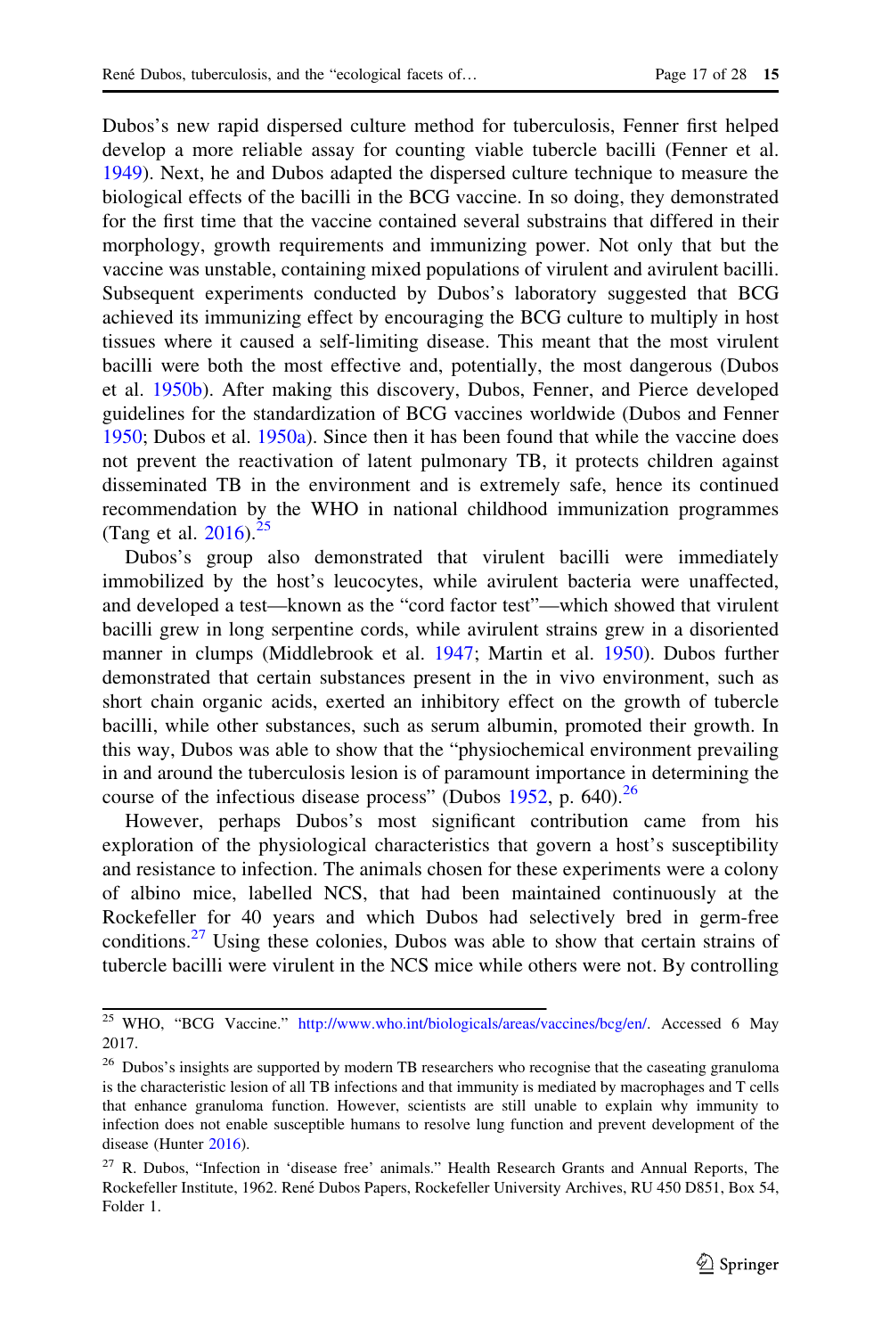Dubos's new rapid dispersed culture method for tuberculosis, Fenner first helped develop a more reliable assay for counting viable tubercle bacilli (Fenner et al. 1949). Next, he and Dubos adapted the dispersed culture technique to measure the biological effects of the bacilli in the BCG vaccine. In so doing, they demonstrated for the first time that the vaccine contained several substrains that differed in their morphology, growth requirements and immunizing power. Not only that but the vaccine was unstable, containing mixed populations of virulent and avirulent bacilli. Subsequent experiments conducted by Dubos's laboratory suggested that BCG achieved its immunizing effect by encouraging the BCG culture to multiply in host tissues where it caused a self-limiting disease. This meant that the most virulent bacilli were both the most effective and, potentially, the most dangerous (Dubos et al. 1950b). After making this discovery, Dubos, Fenner, and Pierce developed guidelines for the standardization of BCG vaccines worldwide (Dubos and Fenner 1950; Dubos et al. 1950a). Since then it has been found that while the vaccine does not prevent the reactivation of latent pulmonary TB, it protects children against disseminated TB in the environment and is extremely safe, hence its continued recommendation by the WHO in national childhood immunization programmes (Tang et al. 2016).[25]

Dubos's group also demonstrated that virulent bacilli were immediately immobilized by the host's leucocytes, while avirulent bacteria were unaffected, and developed a test—known as the "cord factor test"—which showed that virulent bacilli grew in long serpentine cords, while avirulent strains grew in a disoriented manner in clumps (Middlebrook et al. 1947; Martin et al. 1950). Dubos further demonstrated that certain substances present in the in vivo environment, such as short chain organic acids, exerted an inhibitory effect on the growth of tubercle bacilli, while other substances, such as serum albumin, promoted their growth. In this way, Dubos was able to show that the "physiochemical environment prevailing in and around the tuberculosis lesion is of paramount importance in determining the course of the infectious disease process" (Dubos 1952, p. 640).[26]

However, perhaps Dubos's most significant contribution came from his exploration of the physiological characteristics that govern a host's susceptibility and resistance to infection. The animals chosen for these experiments were a colony of albino mice, labelled NCS, that had been maintained continuously at the Rockefeller for 40 years and which Dubos had selectively bred in germ-free conditions.[27] Using these colonies, Dubos was able to show that certain strains of tubercle bacilli were virulent in the NCS mice while others were not. By controlling

---

[25] WHO, "BCG Vaccine." http://www.who.int/biologicals/areas/vaccines/bcg/en/. Accessed 6 May 2017.

[26] Dubos's insights are supported by modern TB researchers who recognise that the caseating granuloma is the characteristic lesion of all TB infections and that immunity is mediated by macrophages and T cells that enhance granuloma function. However, scientists are still unable to explain why immunity to infection does not enable susceptible humans to resolve lung function and prevent development of the disease (Hunter 2016).

[27] R. Dubos, "Infection in 'disease free' animals." Health Research Grants and Annual Reports, The Rockefeller Institute, 1962. René Dubos Papers, Rockefeller University Archives, RU 450 D851, Box 54, Folder 1.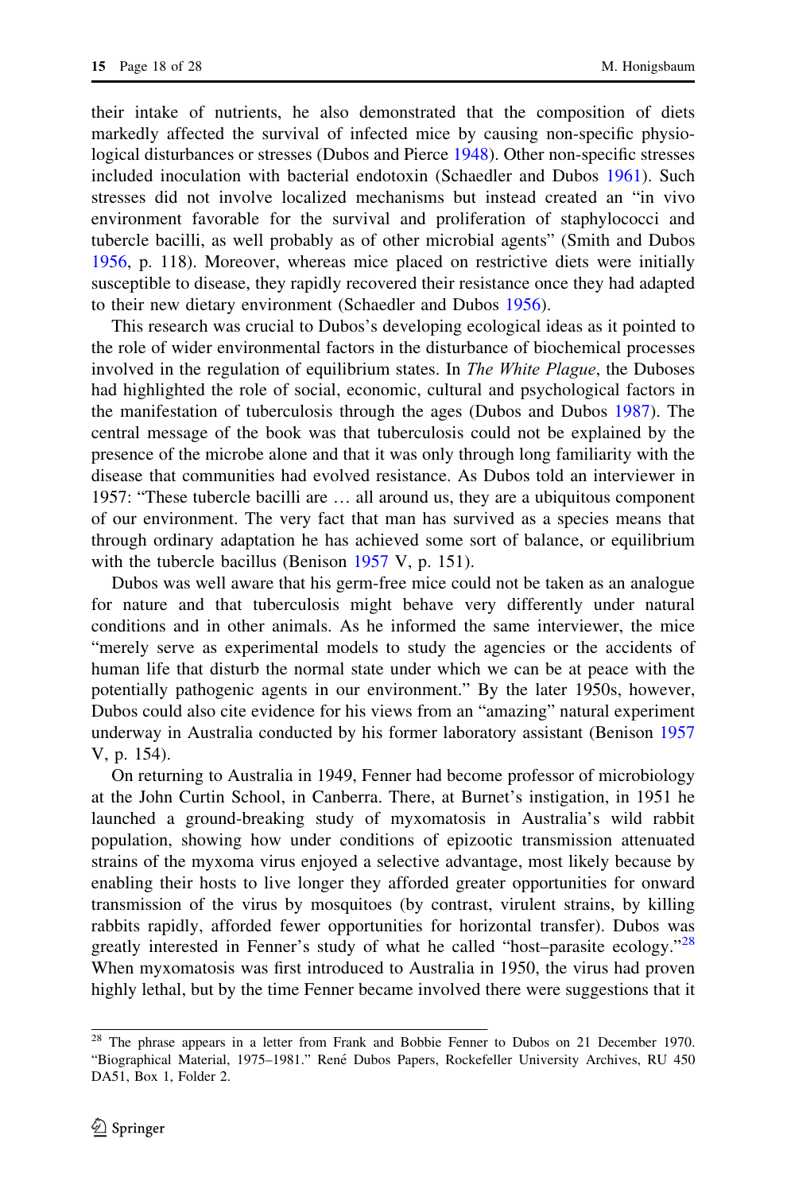their intake of nutrients, he also demonstrated that the composition of diets markedly affected the survival of infected mice by causing non-specific physiological disturbances or stresses (Dubos and Pierce 1948). Other non-specific stresses included inoculation with bacterial endotoxin (Schaedler and Dubos 1961). Such stresses did not involve localized mechanisms but instead created an "in vivo environment favorable for the survival and proliferation of staphylococci and tubercle bacilli, as well probably as of other microbial agents" (Smith and Dubos 1956, p. 118). Moreover, whereas mice placed on restrictive diets were initially susceptible to disease, they rapidly recovered their resistance once they had adapted to their new dietary environment (Schaedler and Dubos 1956).

This research was crucial to Dubos's developing ecological ideas as it pointed to the role of wider environmental factors in the disturbance of biochemical processes involved in the regulation of equilibrium states. In *The White Plague*, the Duboses had highlighted the role of social, economic, cultural and psychological factors in the manifestation of tuberculosis through the ages (Dubos and Dubos 1987). The central message of the book was that tuberculosis could not be explained by the presence of the microbe alone and that it was only through long familiarity with the disease that communities had evolved resistance. As Dubos told an interviewer in 1957: "These tubercle bacilli are … all around us, they are a ubiquitous component of our environment. The very fact that man has survived as a species means that through ordinary adaptation he has achieved some sort of balance, or equilibrium with the tubercle bacillus (Benison 1957 V, p. 151).

Dubos was well aware that his germ-free mice could not be taken as an analogue for nature and that tuberculosis might behave very differently under natural conditions and in other animals. As he informed the same interviewer, the mice "merely serve as experimental models to study the agencies or the accidents of human life that disturb the normal state under which we can be at peace with the potentially pathogenic agents in our environment." By the later 1950s, however, Dubos could also cite evidence for his views from an "amazing" natural experiment underway in Australia conducted by his former laboratory assistant (Benison 1957 V, p. 154).

On returning to Australia in 1949, Fenner had become professor of microbiology at the John Curtin School, in Canberra. There, at Burnet's instigation, in 1951 he launched a ground-breaking study of myxomatosis in Australia's wild rabbit population, showing how under conditions of epizootic transmission attenuated strains of the myxoma virus enjoyed a selective advantage, most likely because by enabling their hosts to live longer they afforded greater opportunities for onward transmission of the virus by mosquitoes (by contrast, virulent strains, by killing rabbits rapidly, afforded fewer opportunities for horizontal transfer). Dubos was greatly interested in Fenner's study of what he called "host–parasite ecology."[28] When myxomatosis was first introduced to Australia in 1950, the virus had proven highly lethal, but by the time Fenner became involved there were suggestions that it

[28] The phrase appears in a letter from Frank and Bobbie Fenner to Dubos on 21 December 1970. "Biographical Material, 1975–1981." René Dubos Papers, Rockefeller University Archives, RU 450 DA51, Box 1, Folder 2.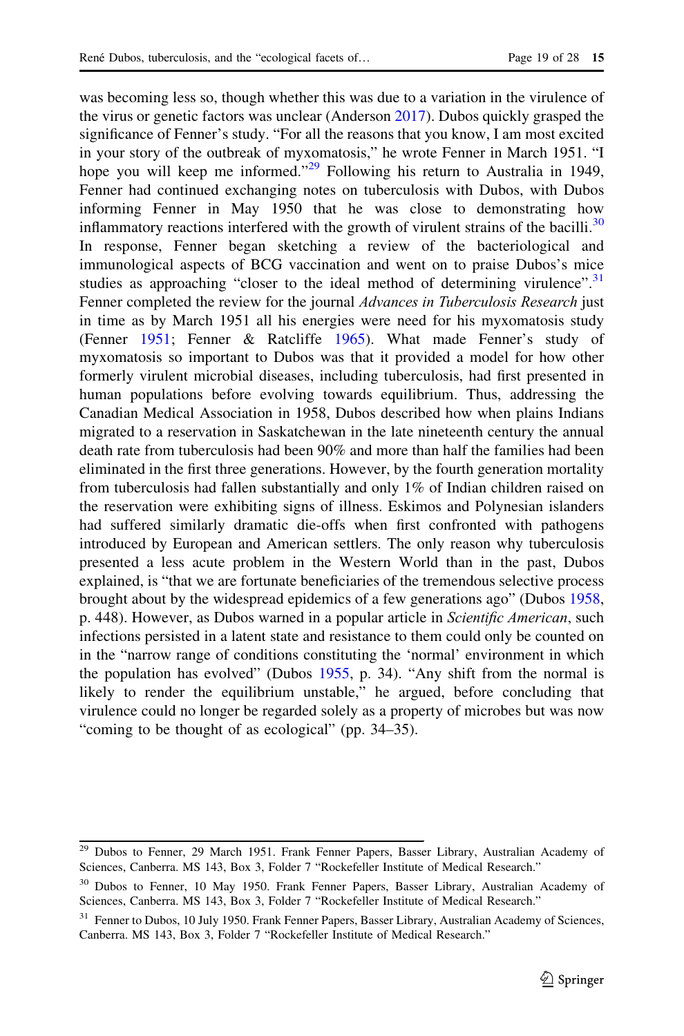was becoming less so, though whether this was due to a variation in the virulence of the virus or genetic factors was unclear (Anderson 2017). Dubos quickly grasped the significance of Fenner's study. "For all the reasons that you know, I am most excited in your story of the outbreak of myxomatosis," he wrote Fenner in March 1951. "I hope you will keep me informed."[29] Following his return to Australia in 1949, Fenner had continued exchanging notes on tuberculosis with Dubos, with Dubos informing Fenner in May 1950 that he was close to demonstrating how inflammatory reactions interfered with the growth of virulent strains of the bacilli.[30] In response, Fenner began sketching a review of the bacteriological and immunological aspects of BCG vaccination and went on to praise Dubos's mice studies as approaching "closer to the ideal method of determining virulence".[31] Fenner completed the review for the journal *Advances in Tuberculosis Research* just in time as by March 1951 all his energies were need for his myxomatosis study (Fenner 1951; Fenner & Ratcliffe 1965). What made Fenner's study of myxomatosis so important to Dubos was that it provided a model for how other formerly virulent microbial diseases, including tuberculosis, had first presented in human populations before evolving towards equilibrium. Thus, addressing the Canadian Medical Association in 1958, Dubos described how when plains Indians migrated to a reservation in Saskatchewan in the late nineteenth century the annual death rate from tuberculosis had been 90% and more than half the families had been eliminated in the first three generations. However, by the fourth generation mortality from tuberculosis had fallen substantially and only 1% of Indian children raised on the reservation were exhibiting signs of illness. Eskimos and Polynesian islanders had suffered similarly dramatic die-offs when first confronted with pathogens introduced by European and American settlers. The only reason why tuberculosis presented a less acute problem in the Western World than in the past, Dubos explained, is "that we are fortunate beneficiaries of the tremendous selective process brought about by the widespread epidemics of a few generations ago" (Dubos 1958, p. 448). However, as Dubos warned in a popular article in *Scientific American*, such infections persisted in a latent state and resistance to them could only be counted on in the "narrow range of conditions constituting the 'normal' environment in which the population has evolved" (Dubos 1955, p. 34). "Any shift from the normal is likely to render the equilibrium unstable," he argued, before concluding that virulence could no longer be regarded solely as a property of microbes but was now "coming to be thought of as ecological" (pp. 34–35).

---

[29] Dubos to Fenner, 29 March 1951. Frank Fenner Papers, Basser Library, Australian Academy of Sciences, Canberra. MS 143, Box 3, Folder 7 "Rockefeller Institute of Medical Research."

[30] Dubos to Fenner, 10 May 1950. Frank Fenner Papers, Basser Library, Australian Academy of Sciences, Canberra. MS 143, Box 3, Folder 7 "Rockefeller Institute of Medical Research."

[31] Fenner to Dubos, 10 July 1950. Frank Fenner Papers, Basser Library, Australian Academy of Sciences, Canberra. MS 143, Box 3, Folder 7 "Rockefeller Institute of Medical Research."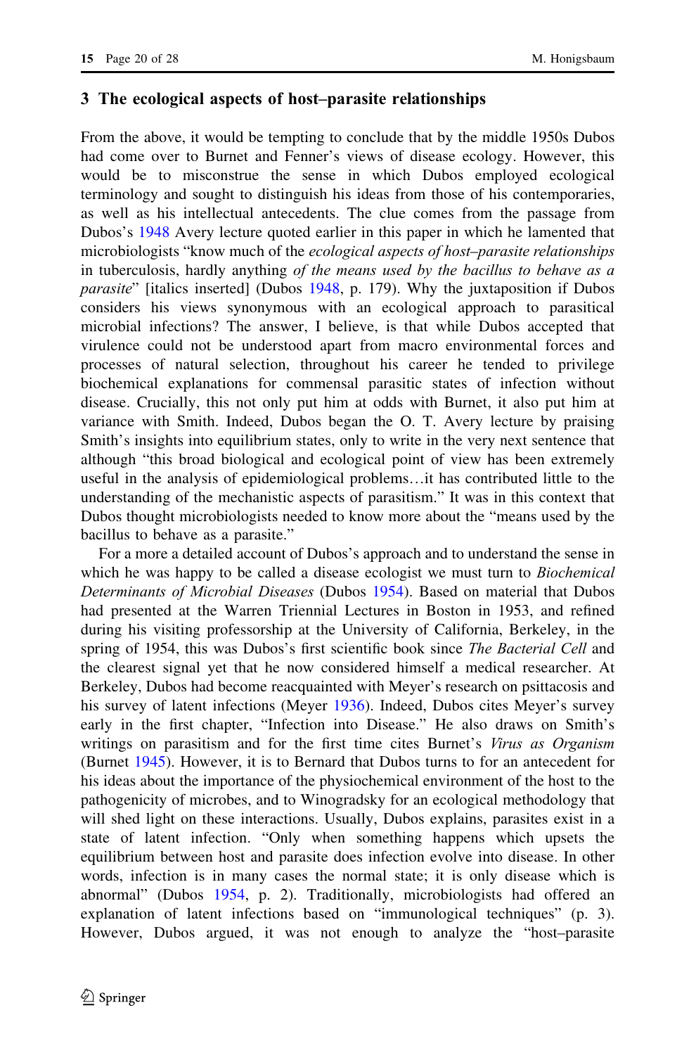## 3 The ecological aspects of host–parasite relationships

From the above, it would be tempting to conclude that by the middle 1950s Dubos had come over to Burnet and Fenner's views of disease ecology. However, this would be to misconstrue the sense in which Dubos employed ecological terminology and sought to distinguish his ideas from those of his contemporaries, as well as his intellectual antecedents. The clue comes from the passage from Dubos's 1948 Avery lecture quoted earlier in this paper in which he lamented that microbiologists "know much of the *ecological aspects of host–parasite relationships* in tuberculosis, hardly anything *of the means used by the bacillus to behave as a parasite*" [italics inserted] (Dubos 1948, p. 179). Why the juxtaposition if Dubos considers his views synonymous with an ecological approach to parasitical microbial infections? The answer, I believe, is that while Dubos accepted that virulence could not be understood apart from macro environmental forces and processes of natural selection, throughout his career he tended to privilege biochemical explanations for commensal parasitic states of infection without disease. Crucially, this not only put him at odds with Burnet, it also put him at variance with Smith. Indeed, Dubos began the O. T. Avery lecture by praising Smith's insights into equilibrium states, only to write in the very next sentence that although "this broad biological and ecological point of view has been extremely useful in the analysis of epidemiological problems…it has contributed little to the understanding of the mechanistic aspects of parasitism." It was in this context that Dubos thought microbiologists needed to know more about the "means used by the bacillus to behave as a parasite."

For a more a detailed account of Dubos's approach and to understand the sense in which he was happy to be called a disease ecologist we must turn to *Biochemical Determinants of Microbial Diseases* (Dubos 1954). Based on material that Dubos had presented at the Warren Triennial Lectures in Boston in 1953, and refined during his visiting professorship at the University of California, Berkeley, in the spring of 1954, this was Dubos's first scientific book since *The Bacterial Cell* and the clearest signal yet that he now considered himself a medical researcher. At Berkeley, Dubos had become reacquainted with Meyer's research on psittacosis and his survey of latent infections (Meyer 1936). Indeed, Dubos cites Meyer's survey early in the first chapter, "Infection into Disease." He also draws on Smith's writings on parasitism and for the first time cites Burnet's *Virus as Organism* (Burnet 1945). However, it is to Bernard that Dubos turns to for an antecedent for his ideas about the importance of the physiochemical environment of the host to the pathogenicity of microbes, and to Winogradsky for an ecological methodology that will shed light on these interactions. Usually, Dubos explains, parasites exist in a state of latent infection. "Only when something happens which upsets the equilibrium between host and parasite does infection evolve into disease. In other words, infection is in many cases the normal state; it is only disease which is abnormal" (Dubos 1954, p. 2). Traditionally, microbiologists had offered an explanation of latent infections based on "immunological techniques" (p. 3). However, Dubos argued, it was not enough to analyze the "host–parasite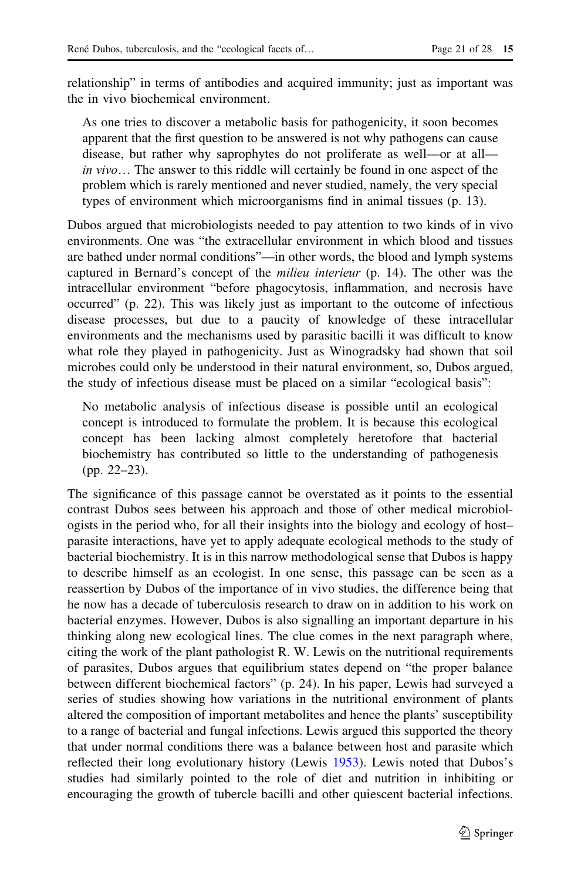relationship" in terms of antibodies and acquired immunity; just as important was the in vivo biochemical environment.

> As one tries to discover a metabolic basis for pathogenicity, it soon becomes apparent that the first question to be answered is not why pathogens can cause disease, but rather why saprophytes do not proliferate as well—or at all—*in vivo*… The answer to this riddle will certainly be found in one aspect of the problem which is rarely mentioned and never studied, namely, the very special types of environment which microorganisms find in animal tissues (p. 13).

Dubos argued that microbiologists needed to pay attention to two kinds of in vivo environments. One was "the extracellular environment in which blood and tissues are bathed under normal conditions"—in other words, the blood and lymph systems captured in Bernard's concept of the *milieu interieur* (p. 14). The other was the intracellular environment "before phagocytosis, inflammation, and necrosis have occurred" (p. 22). This was likely just as important to the outcome of infectious disease processes, but due to a paucity of knowledge of these intracellular environments and the mechanisms used by parasitic bacilli it was difficult to know what role they played in pathogenicity. Just as Winogradsky had shown that soil microbes could only be understood in their natural environment, so, Dubos argued, the study of infectious disease must be placed on a similar "ecological basis":

> No metabolic analysis of infectious disease is possible until an ecological concept is introduced to formulate the problem. It is because this ecological concept has been lacking almost completely heretofore that bacterial biochemistry has contributed so little to the understanding of pathogenesis (pp. 22–23).

The significance of this passage cannot be overstated as it points to the essential contrast Dubos sees between his approach and those of other medical microbiologists in the period who, for all their insights into the biology and ecology of host–parasite interactions, have yet to apply adequate ecological methods to the study of bacterial biochemistry. It is in this narrow methodological sense that Dubos is happy to describe himself as an ecologist. In one sense, this passage can be seen as a reassertion by Dubos of the importance of in vivo studies, the difference being that he now has a decade of tuberculosis research to draw on in addition to his work on bacterial enzymes. However, Dubos is also signalling an important departure in his thinking along new ecological lines. The clue comes in the next paragraph where, citing the work of the plant pathologist R. W. Lewis on the nutritional requirements of parasites, Dubos argues that equilibrium states depend on "the proper balance between different biochemical factors" (p. 24). In his paper, Lewis had surveyed a series of studies showing how variations in the nutritional environment of plants altered the composition of important metabolites and hence the plants' susceptibility to a range of bacterial and fungal infections. Lewis argued this supported the theory that under normal conditions there was a balance between host and parasite which reflected their long evolutionary history (Lewis 1953). Lewis noted that Dubos's studies had similarly pointed to the role of diet and nutrition in inhibiting or encouraging the growth of tubercle bacilli and other quiescent bacterial infections.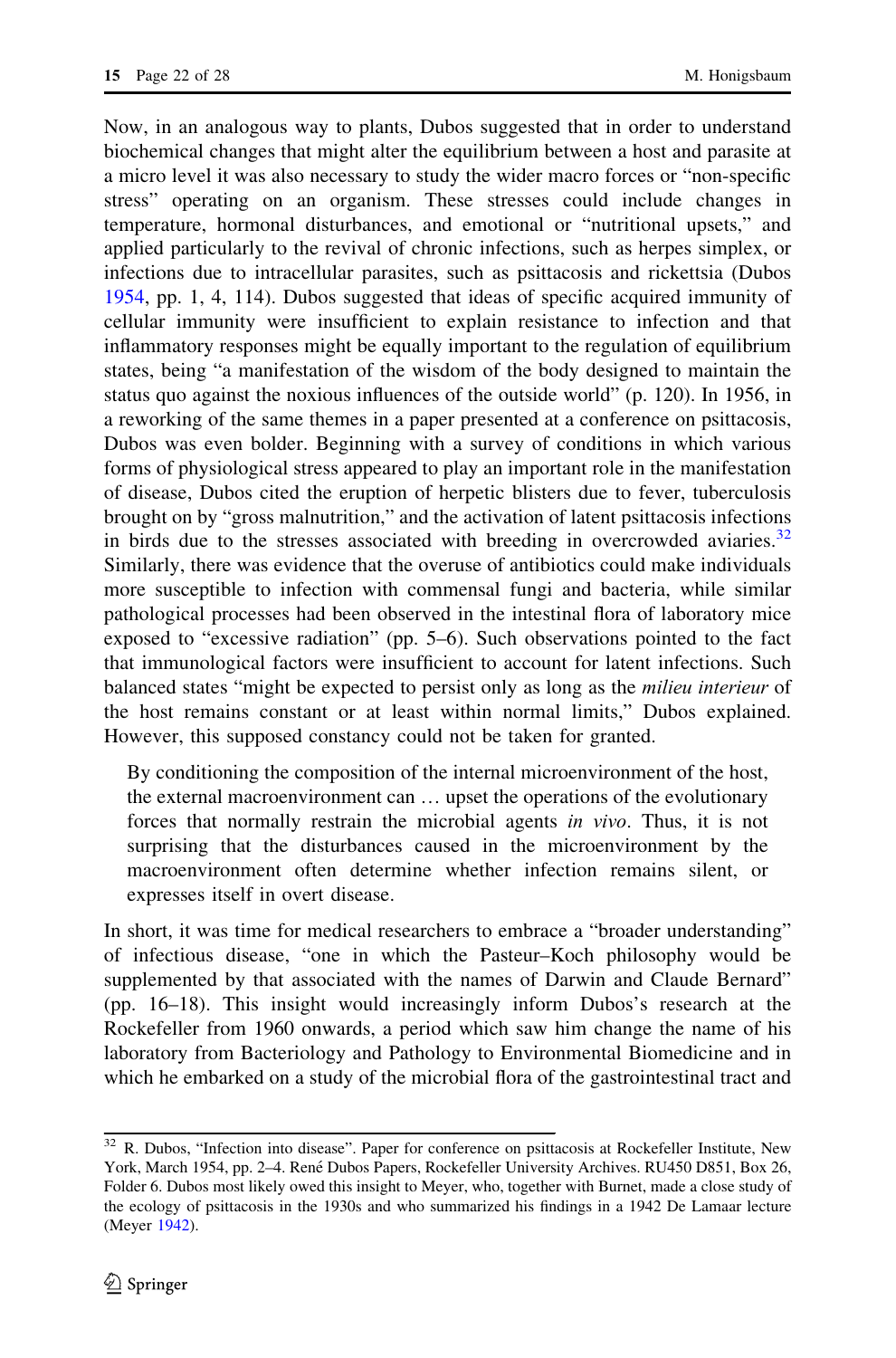Now, in an analogous way to plants, Dubos suggested that in order to understand biochemical changes that might alter the equilibrium between a host and parasite at a micro level it was also necessary to study the wider macro forces or "non-specific stress" operating on an organism. These stresses could include changes in temperature, hormonal disturbances, and emotional or "nutritional upsets," and applied particularly to the revival of chronic infections, such as herpes simplex, or infections due to intracellular parasites, such as psittacosis and rickettsia (Dubos 1954, pp. 1, 4, 114). Dubos suggested that ideas of specific acquired immunity of cellular immunity were insufficient to explain resistance to infection and that inflammatory responses might be equally important to the regulation of equilibrium states, being "a manifestation of the wisdom of the body designed to maintain the status quo against the noxious influences of the outside world" (p. 120). In 1956, in a reworking of the same themes in a paper presented at a conference on psittacosis, Dubos was even bolder. Beginning with a survey of conditions in which various forms of physiological stress appeared to play an important role in the manifestation of disease, Dubos cited the eruption of herpetic blisters due to fever, tuberculosis brought on by "gross malnutrition," and the activation of latent psittacosis infections in birds due to the stresses associated with breeding in overcrowded aviaries.[32] Similarly, there was evidence that the overuse of antibiotics could make individuals more susceptible to infection with commensal fungi and bacteria, while similar pathological processes had been observed in the intestinal flora of laboratory mice exposed to "excessive radiation" (pp. 5–6). Such observations pointed to the fact that immunological factors were insufficient to account for latent infections. Such balanced states "might be expected to persist only as long as the *milieu interieur* of the host remains constant or at least within normal limits," Dubos explained. However, this supposed constancy could not be taken for granted.

> By conditioning the composition of the internal microenvironment of the host, the external macroenvironment can … upset the operations of the evolutionary forces that normally restrain the microbial agents *in vivo*. Thus, it is not surprising that the disturbances caused in the microenvironment by the macroenvironment often determine whether infection remains silent, or expresses itself in overt disease.

In short, it was time for medical researchers to embrace a "broader understanding" of infectious disease, "one in which the Pasteur–Koch philosophy would be supplemented by that associated with the names of Darwin and Claude Bernard" (pp. 16–18). This insight would increasingly inform Dubos's research at the Rockefeller from 1960 onwards, a period which saw him change the name of his laboratory from Bacteriology and Pathology to Environmental Biomedicine and in which he embarked on a study of the microbial flora of the gastrointestinal tract and

---

[32] R. Dubos, "Infection into disease". Paper for conference on psittacosis at Rockefeller Institute, New York, March 1954, pp. 2–4. René Dubos Papers, Rockefeller University Archives. RU450 D851, Box 26, Folder 6. Dubos most likely owed this insight to Meyer, who, together with Burnet, made a close study of the ecology of psittacosis in the 1930s and who summarized his findings in a 1942 De Lamaar lecture (Meyer 1942).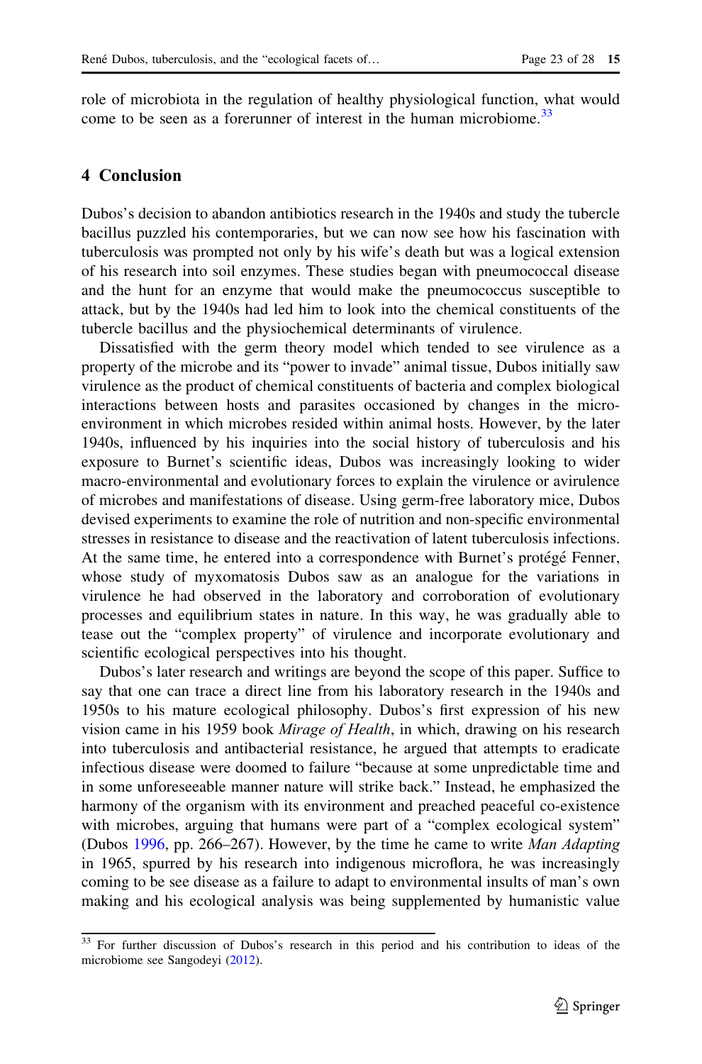role of microbiota in the regulation of healthy physiological function, what would come to be seen as a forerunner of interest in the human microbiome.[33]

## 4 Conclusion

Dubos's decision to abandon antibiotics research in the 1940s and study the tubercle bacillus puzzled his contemporaries, but we can now see how his fascination with tuberculosis was prompted not only by his wife's death but was a logical extension of his research into soil enzymes. These studies began with pneumococcal disease and the hunt for an enzyme that would make the pneumococcus susceptible to attack, but by the 1940s had led him to look into the chemical constituents of the tubercle bacillus and the physiochemical determinants of virulence.

Dissatisfied with the germ theory model which tended to see virulence as a property of the microbe and its "power to invade" animal tissue, Dubos initially saw virulence as the product of chemical constituents of bacteria and complex biological interactions between hosts and parasites occasioned by changes in the micro-environment in which microbes resided within animal hosts. However, by the later 1940s, influenced by his inquiries into the social history of tuberculosis and his exposure to Burnet's scientific ideas, Dubos was increasingly looking to wider macro-environmental and evolutionary forces to explain the virulence or avirulence of microbes and manifestations of disease. Using germ-free laboratory mice, Dubos devised experiments to examine the role of nutrition and non-specific environmental stresses in resistance to disease and the reactivation of latent tuberculosis infections. At the same time, he entered into a correspondence with Burnet's protégé Fenner, whose study of myxomatosis Dubos saw as an analogue for the variations in virulence he had observed in the laboratory and corroboration of evolutionary processes and equilibrium states in nature. In this way, he was gradually able to tease out the "complex property" of virulence and incorporate evolutionary and scientific ecological perspectives into his thought.

Dubos's later research and writings are beyond the scope of this paper. Suffice to say that one can trace a direct line from his laboratory research in the 1940s and 1950s to his mature ecological philosophy. Dubos's first expression of his new vision came in his 1959 book *Mirage of Health*, in which, drawing on his research into tuberculosis and antibacterial resistance, he argued that attempts to eradicate infectious disease were doomed to failure "because at some unpredictable time and in some unforeseeable manner nature will strike back." Instead, he emphasized the harmony of the organism with its environment and preached peaceful co-existence with microbes, arguing that humans were part of a "complex ecological system" (Dubos 1996, pp. 266–267). However, by the time he came to write *Man Adapting* in 1965, spurred by his research into indigenous microflora, he was increasingly coming to be see disease as a failure to adapt to environmental insults of man's own making and his ecological analysis was being supplemented by humanistic value

[33] For further discussion of Dubos's research in this period and his contribution to ideas of the microbiome see Sangodeyi (2012).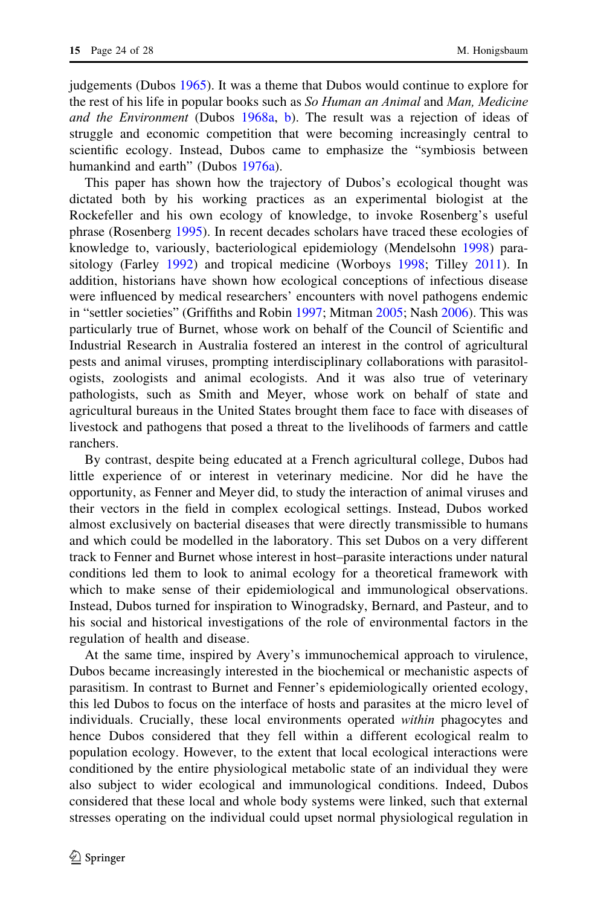judgements (Dubos 1965). It was a theme that Dubos would continue to explore for the rest of his life in popular books such as *So Human an Animal* and *Man, Medicine and the Environment* (Dubos 1968a, b). The result was a rejection of ideas of struggle and economic competition that were becoming increasingly central to scientific ecology. Instead, Dubos came to emphasize the "symbiosis between humankind and earth" (Dubos 1976a).

This paper has shown how the trajectory of Dubos's ecological thought was dictated both by his working practices as an experimental biologist at the Rockefeller and his own ecology of knowledge, to invoke Rosenberg's useful phrase (Rosenberg 1995). In recent decades scholars have traced these ecologies of knowledge to, variously, bacteriological epidemiology (Mendelsohn 1998) parasitology (Farley 1992) and tropical medicine (Worboys 1998; Tilley 2011). In addition, historians have shown how ecological conceptions of infectious disease were influenced by medical researchers' encounters with novel pathogens endemic in "settler societies" (Griffiths and Robin 1997; Mitman 2005; Nash 2006). This was particularly true of Burnet, whose work on behalf of the Council of Scientific and Industrial Research in Australia fostered an interest in the control of agricultural pests and animal viruses, prompting interdisciplinary collaborations with parasitologists, zoologists and animal ecologists. And it was also true of veterinary pathologists, such as Smith and Meyer, whose work on behalf of state and agricultural bureaus in the United States brought them face to face with diseases of livestock and pathogens that posed a threat to the livelihoods of farmers and cattle ranchers.

By contrast, despite being educated at a French agricultural college, Dubos had little experience of or interest in veterinary medicine. Nor did he have the opportunity, as Fenner and Meyer did, to study the interaction of animal viruses and their vectors in the field in complex ecological settings. Instead, Dubos worked almost exclusively on bacterial diseases that were directly transmissible to humans and which could be modelled in the laboratory. This set Dubos on a very different track to Fenner and Burnet whose interest in host–parasite interactions under natural conditions led them to look to animal ecology for a theoretical framework with which to make sense of their epidemiological and immunological observations. Instead, Dubos turned for inspiration to Winogradsky, Bernard, and Pasteur, and to his social and historical investigations of the role of environmental factors in the regulation of health and disease.

At the same time, inspired by Avery's immunochemical approach to virulence, Dubos became increasingly interested in the biochemical or mechanistic aspects of parasitism. In contrast to Burnet and Fenner's epidemiologically oriented ecology, this led Dubos to focus on the interface of hosts and parasites at the micro level of individuals. Crucially, these local environments operated *within* phagocytes and hence Dubos considered that they fell within a different ecological realm to population ecology. However, to the extent that local ecological interactions were conditioned by the entire physiological metabolic state of an individual they were also subject to wider ecological and immunological conditions. Indeed, Dubos considered that these local and whole body systems were linked, such that external stresses operating on the individual could upset normal physiological regulation in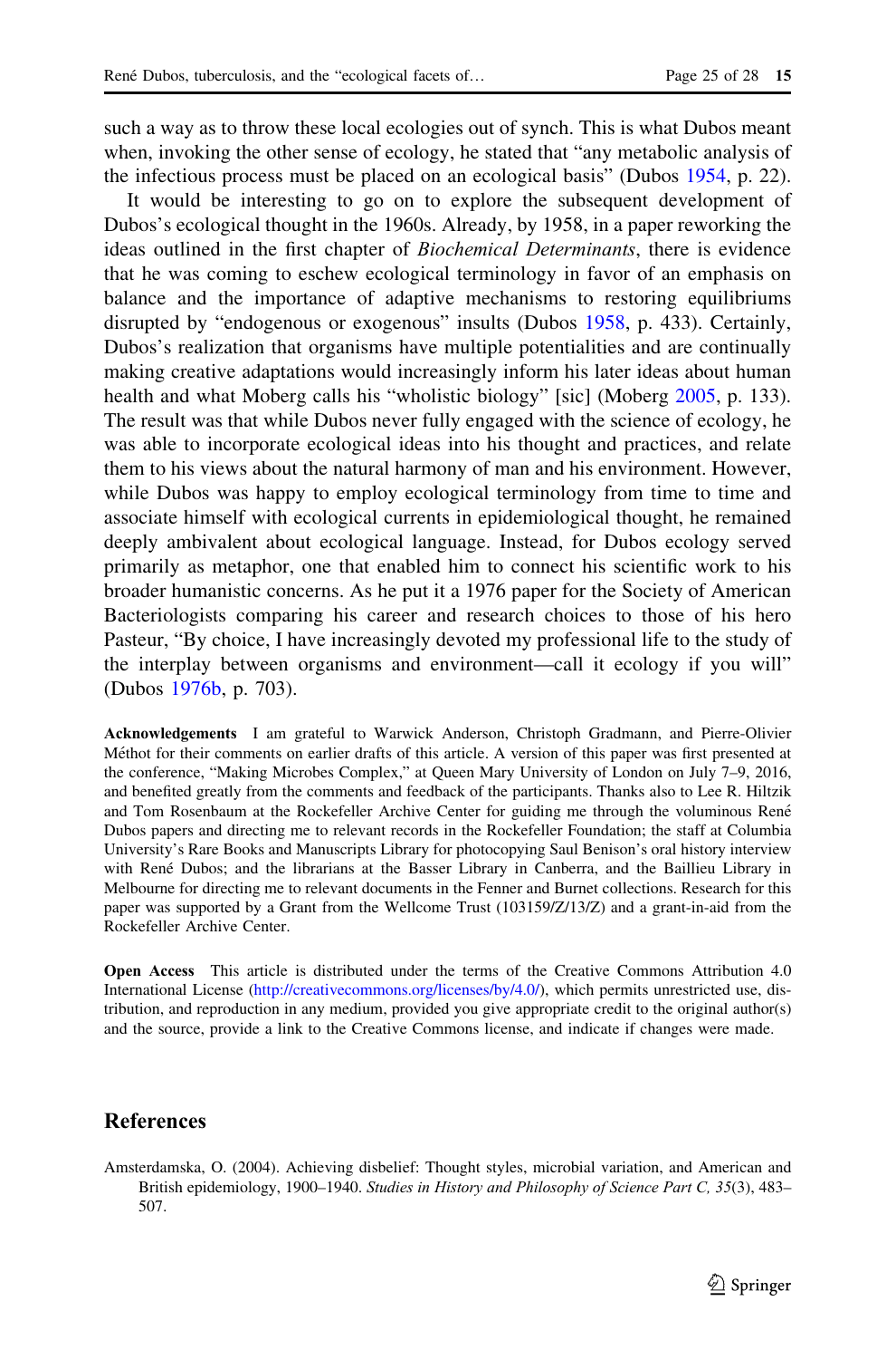such a way as to throw these local ecologies out of synch. This is what Dubos meant when, invoking the other sense of ecology, he stated that "any metabolic analysis of the infectious process must be placed on an ecological basis" (Dubos 1954, p. 22).

It would be interesting to go on to explore the subsequent development of Dubos's ecological thought in the 1960s. Already, by 1958, in a paper reworking the ideas outlined in the first chapter of *Biochemical Determinants*, there is evidence that he was coming to eschew ecological terminology in favor of an emphasis on balance and the importance of adaptive mechanisms to restoring equilibriums disrupted by "endogenous or exogenous" insults (Dubos 1958, p. 433). Certainly, Dubos's realization that organisms have multiple potentialities and are continually making creative adaptations would increasingly inform his later ideas about human health and what Moberg calls his "wholistic biology" [sic] (Moberg 2005, p. 133). The result was that while Dubos never fully engaged with the science of ecology, he was able to incorporate ecological ideas into his thought and practices, and relate them to his views about the natural harmony of man and his environment. However, while Dubos was happy to employ ecological terminology from time to time and associate himself with ecological currents in epidemiological thought, he remained deeply ambivalent about ecological language. Instead, for Dubos ecology served primarily as metaphor, one that enabled him to connect his scientific work to his broader humanistic concerns. As he put it a 1976 paper for the Society of American Bacteriologists comparing his career and research choices to those of his hero Pasteur, "By choice, I have increasingly devoted my professional life to the study of the interplay between organisms and environment—call it ecology if you will" (Dubos 1976b, p. 703).

**Acknowledgements** I am grateful to Warwick Anderson, Christoph Gradmann, and Pierre-Olivier Méthot for their comments on earlier drafts of this article. A version of this paper was first presented at the conference, "Making Microbes Complex," at Queen Mary University of London on July 7–9, 2016, and benefited greatly from the comments and feedback of the participants. Thanks also to Lee R. Hiltzik and Tom Rosenbaum at the Rockefeller Archive Center for guiding me through the voluminous René Dubos papers and directing me to relevant records in the Rockefeller Foundation; the staff at Columbia University's Rare Books and Manuscripts Library for photocopying Saul Benison's oral history interview with René Dubos; and the librarians at the Basser Library in Canberra, and the Baillieu Library in Melbourne for directing me to relevant documents in the Fenner and Burnet collections. Research for this paper was supported by a Grant from the Wellcome Trust (103159/Z/13/Z) and a grant-in-aid from the Rockefeller Archive Center.

**Open Access** This article is distributed under the terms of the Creative Commons Attribution 4.0 International License (http://creativecommons.org/licenses/by/4.0/), which permits unrestricted use, distribution, and reproduction in any medium, provided you give appropriate credit to the original author(s) and the source, provide a link to the Creative Commons license, and indicate if changes were made.

## References

Amsterdamska, O. (2004). Achieving disbelief: Thought styles, microbial variation, and American and British epidemiology, 1900–1940. *Studies in History and Philosophy of Science Part C, 35*(3), 483–507.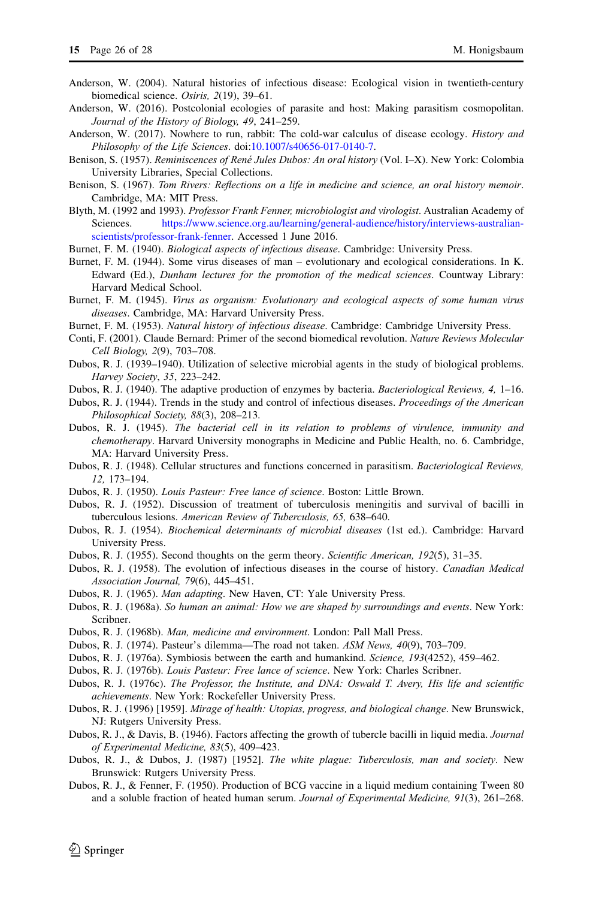Anderson, W. (2004). Natural histories of infectious disease: Ecological vision in twentieth-century biomedical science. *Osiris, 2*(19), 39–61.

Anderson, W. (2016). Postcolonial ecologies of parasite and host: Making parasitism cosmopolitan. *Journal of the History of Biology, 49*, 241–259.

Anderson, W. (2017). Nowhere to run, rabbit: The cold-war calculus of disease ecology. *History and Philosophy of the Life Sciences*. doi:10.1007/s40656-017-0140-7.

Benison, S. (1957). *Reminiscences of René Jules Dubos: An oral history* (Vol. I–X). New York: Colombia University Libraries, Special Collections.

Benison, S. (1967). *Tom Rivers: Reflections on a life in medicine and science, an oral history memoir*. Cambridge, MA: MIT Press.

Blyth, M. (1992 and 1993). *Professor Frank Fenner, microbiologist and virologist*. Australian Academy of Sciences. https://www.science.org.au/learning/general-audience/history/interviews-australian-scientists/professor-frank-fenner. Accessed 1 June 2016.

Burnet, F. M. (1940). *Biological aspects of infectious disease*. Cambridge: University Press.

Burnet, F. M. (1944). Some virus diseases of man – evolutionary and ecological considerations. In K. Edward (Ed.), *Dunham lectures for the promotion of the medical sciences*. Countway Library: Harvard Medical School.

Burnet, F. M. (1945). *Virus as organism: Evolutionary and ecological aspects of some human virus diseases*. Cambridge, MA: Harvard University Press.

Burnet, F. M. (1953). *Natural history of infectious disease*. Cambridge: Cambridge University Press.

Conti, F. (2001). Claude Bernard: Primer of the second biomedical revolution. *Nature Reviews Molecular Cell Biology, 2*(9), 703–708.

Dubos, R. J. (1939–1940). Utilization of selective microbial agents in the study of biological problems. *Harvey Society*, *35*, 223–242.

Dubos, R. J. (1940). The adaptive production of enzymes by bacteria. *Bacteriological Reviews, 4,* 1–16.

Dubos, R. J. (1944). Trends in the study and control of infectious diseases. *Proceedings of the American Philosophical Society, 88*(3), 208–213.

Dubos, R. J. (1945). *The bacterial cell in its relation to problems of virulence, immunity and chemotherapy*. Harvard University monographs in Medicine and Public Health, no. 6. Cambridge, MA: Harvard University Press.

Dubos, R. J. (1948). Cellular structures and functions concerned in parasitism. *Bacteriological Reviews, 12,* 173–194.

Dubos, R. J. (1950). *Louis Pasteur: Free lance of science*. Boston: Little Brown.

Dubos, R. J. (1952). Discussion of treatment of tuberculosis meningitis and survival of bacilli in tuberculous lesions. *American Review of Tuberculosis, 65,* 638–640.

Dubos, R. J. (1954). *Biochemical determinants of microbial diseases* (1st ed.). Cambridge: Harvard University Press.

Dubos, R. J. (1955). Second thoughts on the germ theory. *Scientific American, 192*(5), 31–35.

Dubos, R. J. (1958). The evolution of infectious diseases in the course of history. *Canadian Medical Association Journal, 79*(6), 445–451.

Dubos, R. J. (1965). *Man adapting*. New Haven, CT: Yale University Press.

Dubos, R. J. (1968a). *So human an animal: How we are shaped by surroundings and events*. New York: Scribner.

Dubos, R. J. (1968b). *Man, medicine and environment*. London: Pall Mall Press.

Dubos, R. J. (1974). Pasteur's dilemma—The road not taken. *ASM News, 40*(9), 703–709.

Dubos, R. J. (1976a). Symbiosis between the earth and humankind. *Science, 193*(4252), 459–462.

Dubos, R. J. (1976b). *Louis Pasteur: Free lance of science*. New York: Charles Scribner.

Dubos, R. J. (1976c). *The Professor, the Institute, and DNA: Oswald T. Avery, His life and scientific achievements*. New York: Rockefeller University Press.

Dubos, R. J. (1996) [1959]. *Mirage of health: Utopias, progress, and biological change*. New Brunswick, NJ: Rutgers University Press.

Dubos, R. J., & Davis, B. (1946). Factors affecting the growth of tubercle bacilli in liquid media. *Journal of Experimental Medicine, 83*(5), 409–423.

Dubos, R. J., & Dubos, J. (1987) [1952]. *The white plague: Tuberculosis, man and society*. New Brunswick: Rutgers University Press.

Dubos, R. J., & Fenner, F. (1950). Production of BCG vaccine in a liquid medium containing Tween 80 and a soluble fraction of heated human serum. *Journal of Experimental Medicine, 91*(3), 261–268.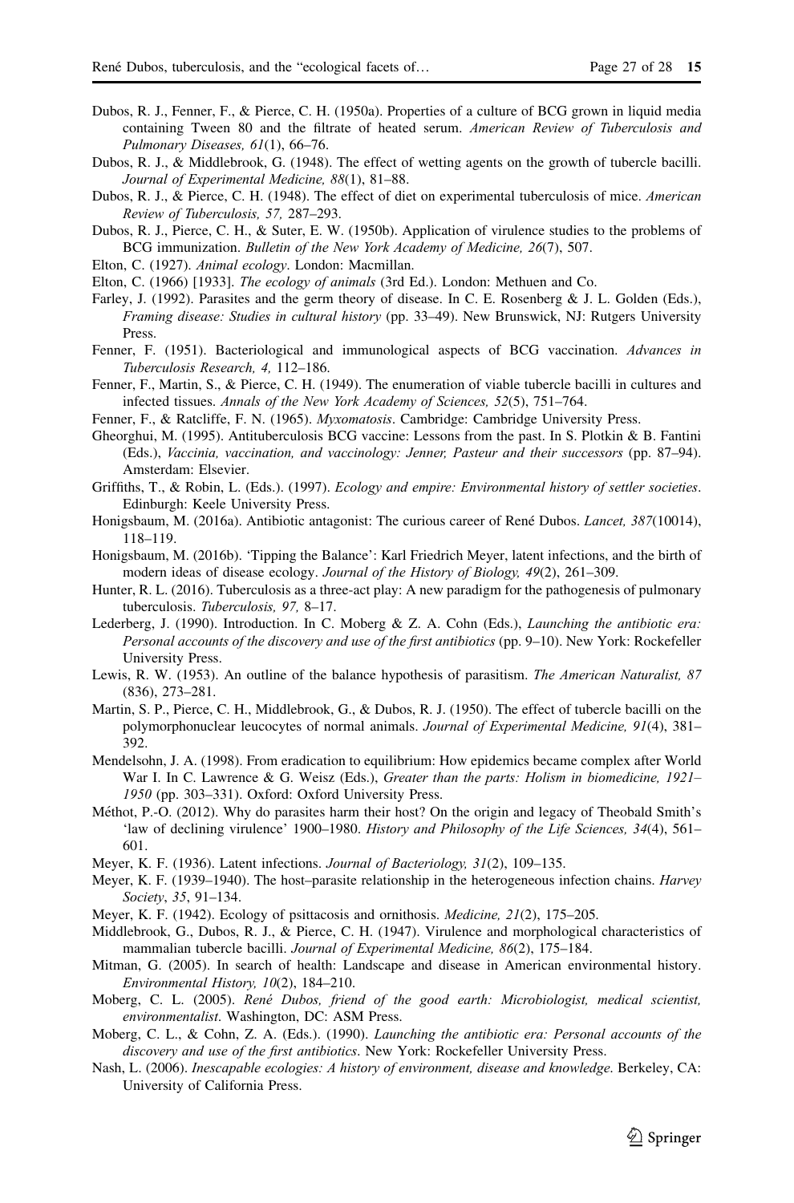Dubos, R. J., Fenner, F., & Pierce, C. H. (1950a). Properties of a culture of BCG grown in liquid media containing Tween 80 and the filtrate of heated serum. *American Review of Tuberculosis and Pulmonary Diseases, 61*(1), 66–76.

Dubos, R. J., & Middlebrook, G. (1948). The effect of wetting agents on the growth of tubercle bacilli. *Journal of Experimental Medicine, 88*(1), 81–88.

Dubos, R. J., & Pierce, C. H. (1948). The effect of diet on experimental tuberculosis of mice. *American Review of Tuberculosis, 57,* 287–293.

Dubos, R. J., Pierce, C. H., & Suter, E. W. (1950b). Application of virulence studies to the problems of BCG immunization. *Bulletin of the New York Academy of Medicine, 26*(7), 507.

Elton, C. (1927). *Animal ecology*. London: Macmillan.

Elton, C. (1966) [1933]. *The ecology of animals* (3rd Ed.). London: Methuen and Co.

Farley, J. (1992). Parasites and the germ theory of disease. In C. E. Rosenberg & J. L. Golden (Eds.), *Framing disease: Studies in cultural history* (pp. 33–49). New Brunswick, NJ: Rutgers University Press.

Fenner, F. (1951). Bacteriological and immunological aspects of BCG vaccination. *Advances in Tuberculosis Research, 4,* 112–186.

Fenner, F., Martin, S., & Pierce, C. H. (1949). The enumeration of viable tubercle bacilli in cultures and infected tissues. *Annals of the New York Academy of Sciences, 52*(5), 751–764.

Fenner, F., & Ratcliffe, F. N. (1965). *Myxomatosis*. Cambridge: Cambridge University Press.

Gheorghui, M. (1995). Antituberculosis BCG vaccine: Lessons from the past. In S. Plotkin & B. Fantini (Eds.), *Vaccinia, vaccination, and vaccinology: Jenner, Pasteur and their successors* (pp. 87–94). Amsterdam: Elsevier.

Griffiths, T., & Robin, L. (Eds.). (1997). *Ecology and empire: Environmental history of settler societies*. Edinburgh: Keele University Press.

Honigsbaum, M. (2016a). Antibiotic antagonist: The curious career of René Dubos. *Lancet, 387*(10014), 118–119.

Honigsbaum, M. (2016b). 'Tipping the Balance': Karl Friedrich Meyer, latent infections, and the birth of modern ideas of disease ecology. *Journal of the History of Biology, 49*(2), 261–309.

Hunter, R. L. (2016). Tuberculosis as a three-act play: A new paradigm for the pathogenesis of pulmonary tuberculosis. *Tuberculosis, 97,* 8–17.

Lederberg, J. (1990). Introduction. In C. Moberg & Z. A. Cohn (Eds.), *Launching the antibiotic era: Personal accounts of the discovery and use of the first antibiotics* (pp. 9–10). New York: Rockefeller University Press.

Lewis, R. W. (1953). An outline of the balance hypothesis of parasitism. *The American Naturalist, 87* (836), 273–281.

Martin, S. P., Pierce, C. H., Middlebrook, G., & Dubos, R. J. (1950). The effect of tubercle bacilli on the polymorphonuclear leucocytes of normal animals. *Journal of Experimental Medicine, 91*(4), 381–392.

Mendelsohn, J. A. (1998). From eradication to equilibrium: How epidemics became complex after World War I. In C. Lawrence & G. Weisz (Eds.), *Greater than the parts: Holism in biomedicine, 1921–1950* (pp. 303–331). Oxford: Oxford University Press.

Méthot, P.-O. (2012). Why do parasites harm their host? On the origin and legacy of Theobald Smith's 'law of declining virulence' 1900–1980. *History and Philosophy of the Life Sciences, 34*(4), 561–601.

Meyer, K. F. (1936). Latent infections. *Journal of Bacteriology, 31*(2), 109–135.

Meyer, K. F. (1939–1940). The host–parasite relationship in the heterogeneous infection chains. *Harvey Society*, *35*, 91–134.

Meyer, K. F. (1942). Ecology of psittacosis and ornithosis. *Medicine, 21*(2), 175–205.

Middlebrook, G., Dubos, R. J., & Pierce, C. H. (1947). Virulence and morphological characteristics of mammalian tubercle bacilli. *Journal of Experimental Medicine, 86*(2), 175–184.

Mitman, G. (2005). In search of health: Landscape and disease in American environmental history. *Environmental History, 10*(2), 184–210.

Moberg, C. L. (2005). *René Dubos, friend of the good earth: Microbiologist, medical scientist, environmentalist*. Washington, DC: ASM Press.

Moberg, C. L., & Cohn, Z. A. (Eds.). (1990). *Launching the antibiotic era: Personal accounts of the discovery and use of the first antibiotics*. New York: Rockefeller University Press.

Nash, L. (2006). *Inescapable ecologies: A history of environment, disease and knowledge*. Berkeley, CA: University of California Press.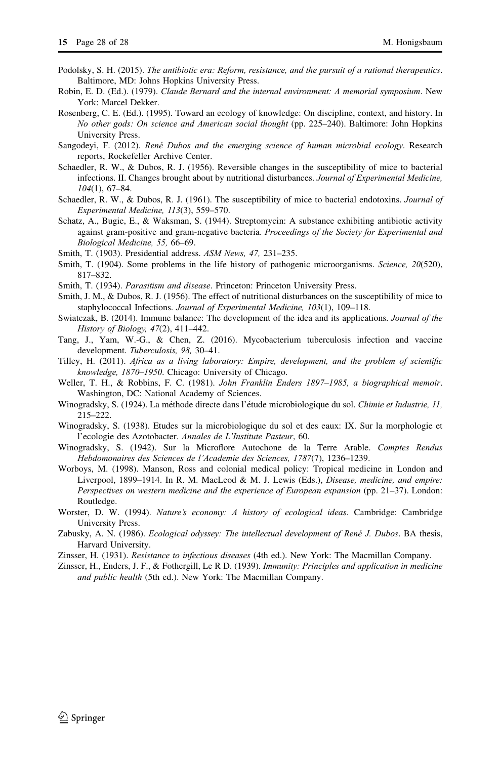Podolsky, S. H. (2015). *The antibiotic era: Reform, resistance, and the pursuit of a rational therapeutics*. Baltimore, MD: Johns Hopkins University Press.

Robin, E. D. (Ed.). (1979). *Claude Bernard and the internal environment: A memorial symposium*. New York: Marcel Dekker.

Rosenberg, C. E. (Ed.). (1995). Toward an ecology of knowledge: On discipline, context, and history. In *No other gods: On science and American social thought* (pp. 225–240). Baltimore: John Hopkins University Press.

Sangodeyi, F. (2012). *René Dubos and the emerging science of human microbial ecology*. Research reports, Rockefeller Archive Center.

Schaedler, R. W., & Dubos, R. J. (1956). Reversible changes in the susceptibility of mice to bacterial infections. II. Changes brought about by nutritional disturbances. *Journal of Experimental Medicine, 104*(1), 67–84.

Schaedler, R. W., & Dubos, R. J. (1961). The susceptibility of mice to bacterial endotoxins. *Journal of Experimental Medicine, 113*(3), 559–570.

Schatz, A., Bugie, E., & Waksman, S. (1944). Streptomycin: A substance exhibiting antibiotic activity against gram-positive and gram-negative bacteria. *Proceedings of the Society for Experimental and Biological Medicine, 55,* 66–69.

Smith, T. (1903). Presidential address. *ASM News, 47,* 231–235.

Smith, T. (1904). Some problems in the life history of pathogenic microorganisms. *Science, 20*(520), 817–832.

Smith, T. (1934). *Parasitism and disease*. Princeton: Princeton University Press.

Smith, J. M., & Dubos, R. J. (1956). The effect of nutritional disturbances on the susceptibility of mice to staphylococcal Infections. *Journal of Experimental Medicine, 103*(1), 109–118.

Swiatczak, B. (2014). Immune balance: The development of the idea and its applications. *Journal of the History of Biology, 47*(2), 411–442.

Tang, J., Yam, W.-G., & Chen, Z. (2016). Mycobacterium tuberculosis infection and vaccine development. *Tuberculosis, 98,* 30–41.

Tilley, H. (2011). *Africa as a living laboratory: Empire, development, and the problem of scientific knowledge, 1870–1950*. Chicago: University of Chicago.

Weller, T. H., & Robbins, F. C. (1981). *John Franklin Enders 1897–1985, a biographical memoir*. Washington, DC: National Academy of Sciences.

Winogradsky, S. (1924). La méthode directe dans l'étude microbiologique du sol. *Chimie et Industrie, 11,* 215–222.

Winogradsky, S. (1938). Etudes sur la microbiologique du sol et des eaux: IX. Sur la morphologie et l'ecologie des Azotobacter. *Annales de L'Institute Pasteur*, 60.

Winogradsky, S. (1942). Sur la Microflore Autochone de la Terre Arable. *Comptes Rendus Hebdomonaires des Sciences de l'Academie des Sciences, 1787*(7), 1236–1239.

Worboys, M. (1998). Manson, Ross and colonial medical policy: Tropical medicine in London and Liverpool, 1899–1914. In R. M. MacLeod & M. J. Lewis (Eds.), *Disease, medicine, and empire: Perspectives on western medicine and the experience of European expansion* (pp. 21–37). London: Routledge.

Worster, D. W. (1994). *Nature's economy: A history of ecological ideas*. Cambridge: Cambridge University Press.

Zabusky, A. N. (1986). *Ecological odyssey: The intellectual development of René J. Dubos*. BA thesis, Harvard University.

Zinsser, H. (1931). *Resistance to infectious diseases* (4th ed.). New York: The Macmillan Company.

Zinsser, H., Enders, J. F., & Fothergill, Le R D. (1939). *Immunity: Principles and application in medicine and public health* (5th ed.). New York: The Macmillan Company.